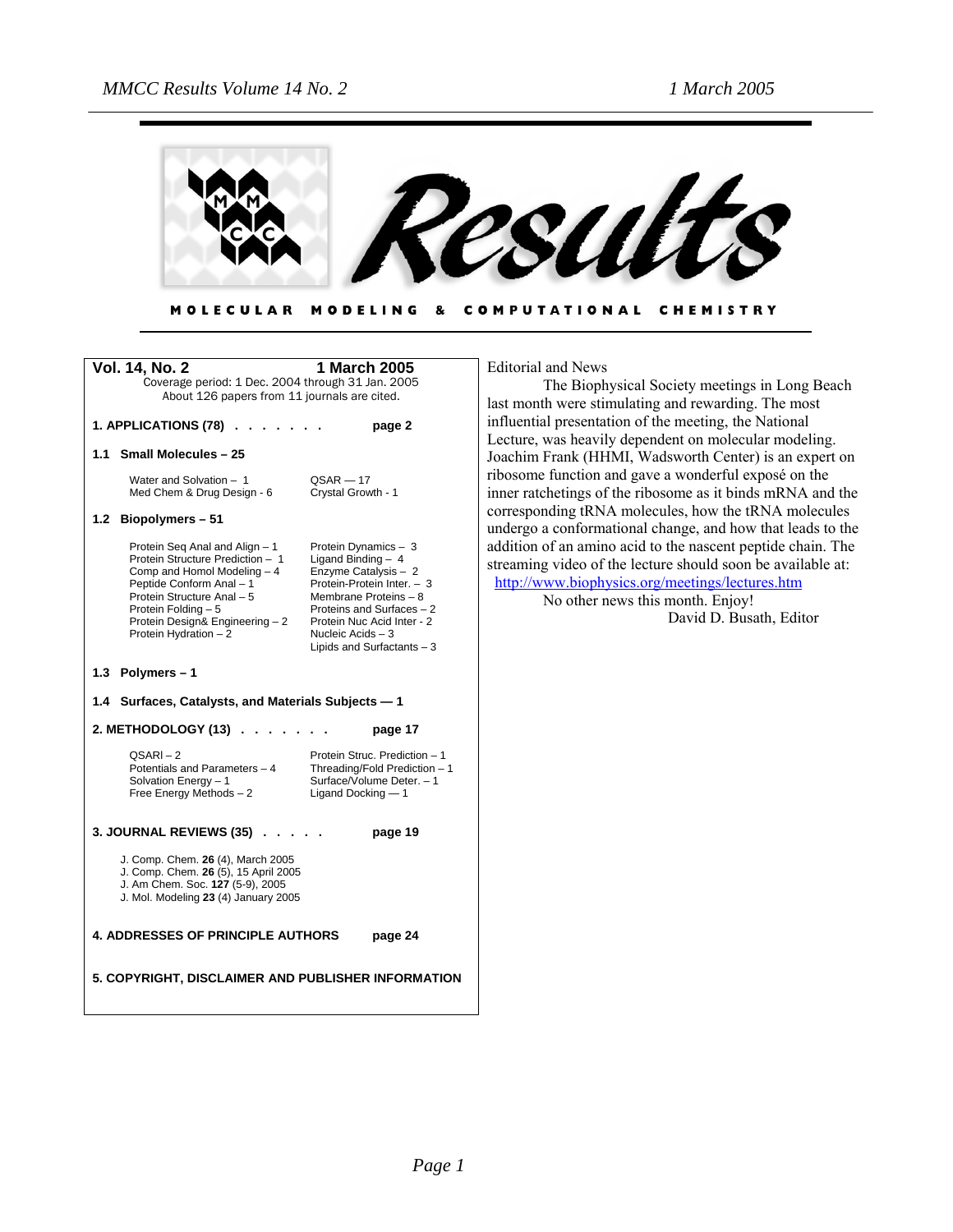# Results

**MOLECULAR MODELING & COMPUTATIONAL CHEMISTRY**

**Vol. 14, No. 2** **1 March 2005**

Coverage period: 1 Dec. 2004 through 31 Jan. 2005
About 126 papers from 11 journals are cited.

**1. APPLICATIONS (78) . . . . . . . page 2**

**1.1 Small Molecules – 25**

| | |
|---|---|
| Water and Solvation – 1 | QSAR — 17 |
| Med Chem & Drug Design - 6 | Crystal Growth - 1 |

**1.2 Biopolymers – 51**

| | |
|---|---|
| Protein Seq Anal and Align – 1 | Protein Dynamics – 3 |
| Protein Structure Prediction – 1 | Ligand Binding – 4 |
| Comp and Homol Modeling – 4 | Enzyme Catalysis – 2 |
| Peptide Conform Anal – 1 | Protein-Protein Inter. – 3 |
| Protein Structure Anal – 5 | Membrane Proteins – 8 |
| Protein Folding – 5 | Proteins and Surfaces – 2 |
| Protein Design& Engineering – 2 | Protein Nuc Acid Inter - 2 |
| Protein Hydration – 2 | Nucleic Acids – 3 |
| | Lipids and Surfactants – 3 |

**1.3 Polymers – 1**

**1.4 Surfaces, Catalysts, and Materials Subjects — 1**

**2. METHODOLOGY (13) . . . . . . . page 17**

| | |
|---|---|
| QSARI – 2 | Protein Struc. Prediction – 1 |
| Potentials and Parameters – 4 | Threading/Fold Prediction – 1 |
| Solvation Energy – 1 | Surface/Volume Deter. – 1 |
| Free Energy Methods – 2 | Ligand Docking — 1 |

**3. JOURNAL REVIEWS (35) . . . . . page 19**

J. Comp. Chem. **26** (4), March 2005
J. Comp. Chem. **26** (5), 15 April 2005
J. Am Chem. Soc. **127** (5-9), 2005
J. Mol. Modeling **23** (4) January 2005

**4. ADDRESSES OF PRINCIPLE AUTHORS page 24**

**5. COPYRIGHT, DISCLAIMER AND PUBLISHER INFORMATION**

Editorial and News

The Biophysical Society meetings in Long Beach last month were stimulating and rewarding. The most influential presentation of the meeting, the National Lecture, was heavily dependent on molecular modeling. Joachim Frank (HHMI, Wadsworth Center) is an expert on ribosome function and gave a wonderful exposé on the inner ratchetings of the ribosome as it binds mRNA and the corresponding tRNA molecules, how the tRNA molecules undergo a conformational change, and how that leads to the addition of an amino acid to the nascent peptide chain. The streaming video of the lecture should soon be available at: http://www.biophysics.org/meetings/lectures.htm

No other news this month. Enjoy!

David D. Busath, Editor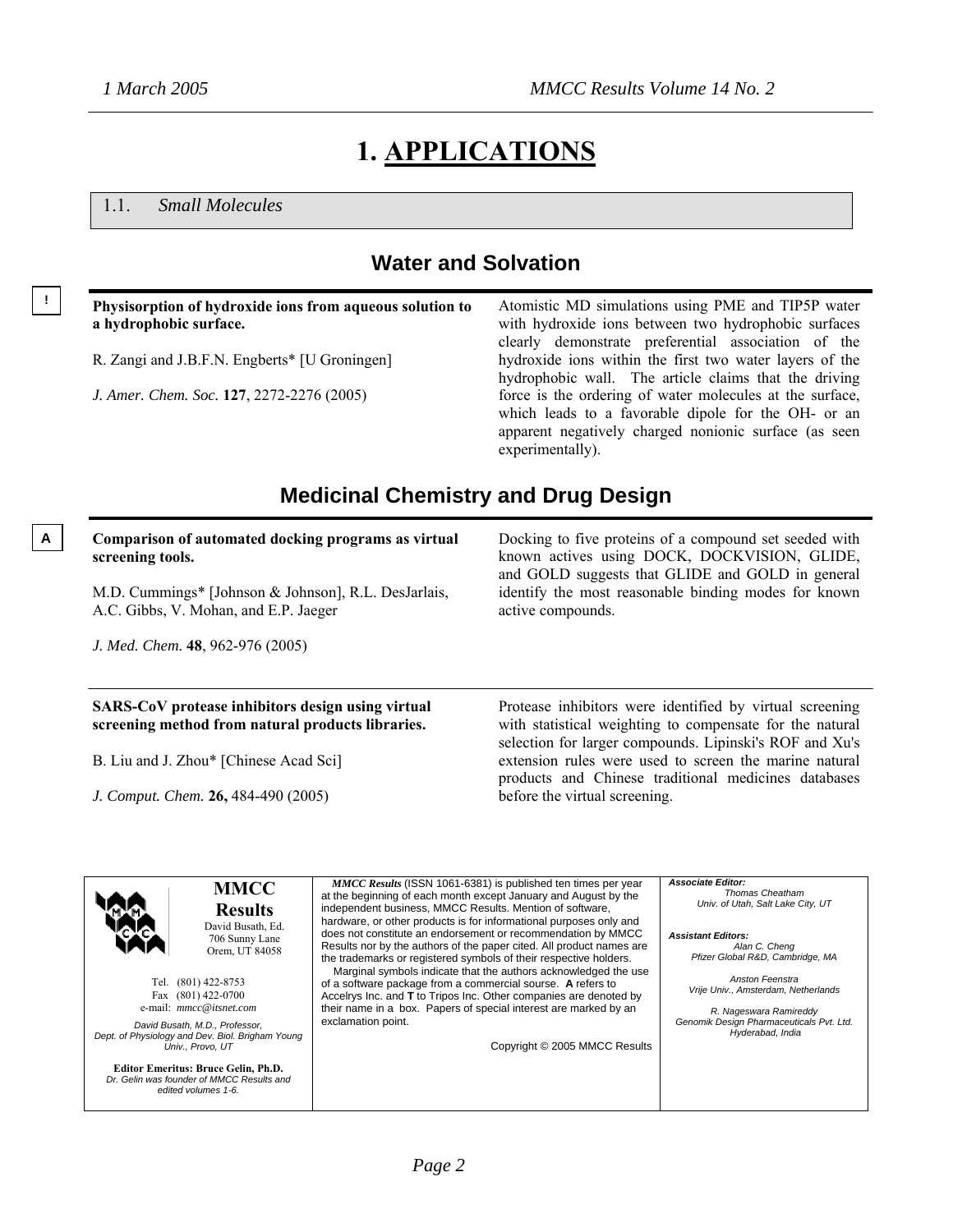# 1. APPLICATIONS

## 1.1. *Small Molecules*

### Water and Solvation

!

**Physisorption of hydroxide ions from aqueous solution to a hydrophobic surface.**

R. Zangi and J.B.F.N. Engberts* [U Groningen]

*J. Amer. Chem. Soc.* **127**, 2272-2276 (2005)

Atomistic MD simulations using PME and TIP5P water with hydroxide ions between two hydrophobic surfaces clearly demonstrate preferential association of the hydroxide ions within the first two water layers of the hydrophobic wall. The article claims that the driving force is the ordering of water molecules at the surface, which leads to a favorable dipole for the OH- or an apparent negatively charged nonionic surface (as seen experimentally).

### Medicinal Chemistry and Drug Design

A

**Comparison of automated docking programs as virtual screening tools.**

M.D. Cummings* [Johnson & Johnson], R.L. DesJarlais, A.C. Gibbs, V. Mohan, and E.P. Jaeger

*J. Med. Chem.* **48**, 962-976 (2005)

Docking to five proteins of a compound set seeded with known actives using DOCK, DOCKVISION, GLIDE, and GOLD suggests that GLIDE and GOLD in general identify the most reasonable binding modes for known active compounds.

---

**SARS-CoV protease inhibitors design using virtual screening method from natural products libraries.**

B. Liu and J. Zhou* [Chinese Acad Sci]

*J. Comput. Chem.* **26,** 484-490 (2005)

Protease inhibitors were identified by virtual screening with statistical weighting to compensate for the natural selection for larger compounds. Lipinski's ROF and Xu's extension rules were used to screen the marine natural products and Chinese traditional medicines databases before the virtual screening.

---

**MMCC Results**
David Busath, Ed.
706 Sunny Lane
Orem, UT 84058

Tel. (801) 422-8753
Fax (801) 422-0700
e-mail: *mmcc@itsnet.com*

*David Busath, M.D., Professor, Dept. of Physiology and Dev. Biol. Brigham Young Univ., Provo, UT*

**Editor Emeritus: Bruce Gelin, Ph.D.**
*Dr. Gelin was founder of MMCC Results and edited volumes 1-6.*

***MMCC Results*** (ISSN 1061-6381) is published ten times per year at the beginning of each month except January and August by the independent business, MMCC Results. Mention of software, hardware, or other products is for informational purposes only and does not constitute an endorsement or recommendation by MMCC Results nor by the authors of the paper cited. All product names are the trademarks or registered symbols of their respective holders.
Marginal symbols indicate that the authors acknowledged the use of a software package from a commercial sourse. **A** refers to Accelrys Inc. and **T** to Tripos Inc. Other companies are denoted by their name in a box. Papers of special interest are marked by an exclamation point.

Copyright © 2005 MMCC Results

***Associate Editor:***
*Thomas Cheatham*
*Univ. of Utah, Salt Lake City, UT*

***Assistant Editors:***
*Alan C. Cheng*
*Pfizer Global R&D, Cambridge, MA*

*Anston Feenstra*
*Vrije Univ., Amsterdam, Netherlands*

*R. Nageswara Ramireddy*
*Genomik Design Pharmaceuticals Pvt. Ltd. Hyderabad, India*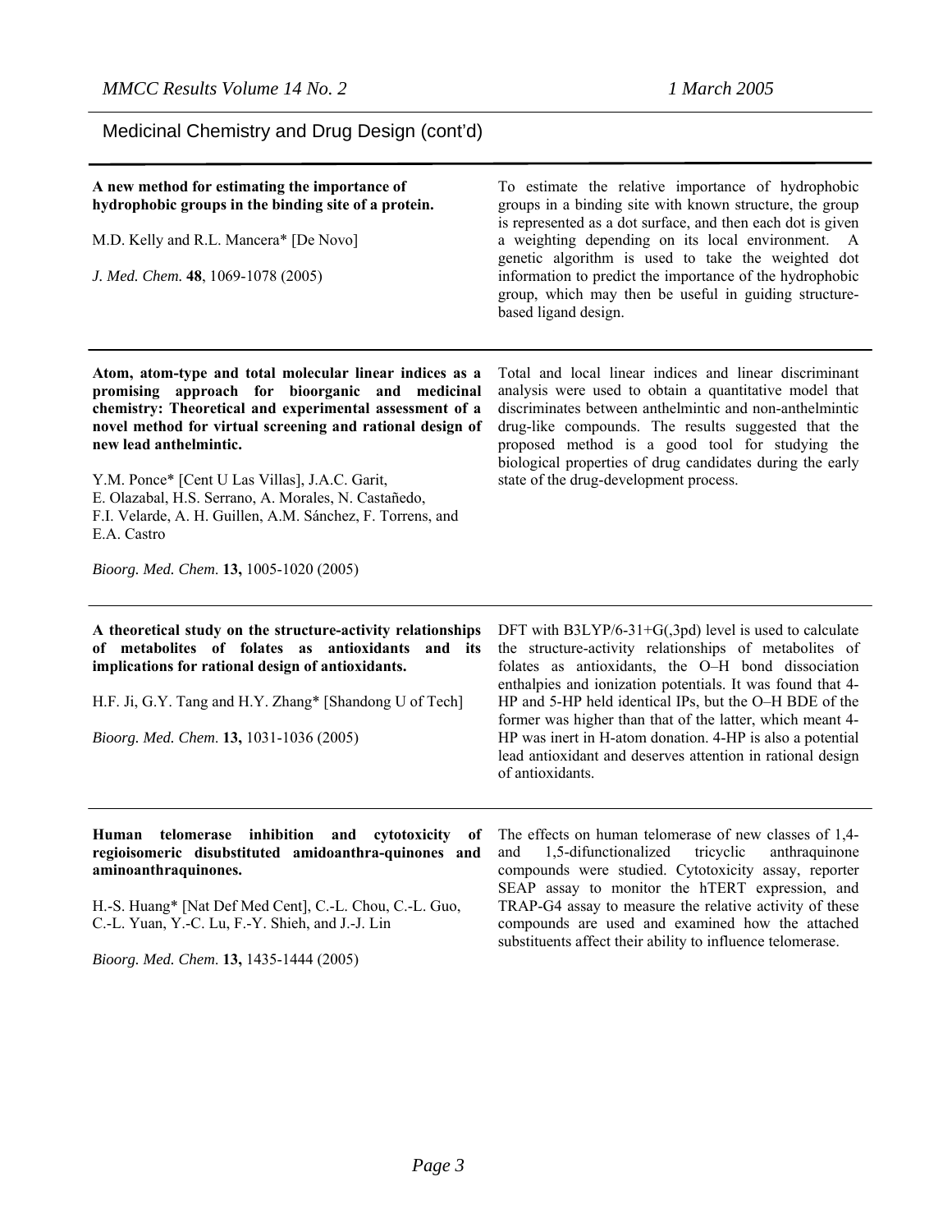## Medicinal Chemistry and Drug Design (cont'd)

---

**A new method for estimating the importance of hydrophobic groups in the binding site of a protein.**

M.D. Kelly and R.L. Mancera* [De Novo]

*J. Med. Chem.* **48**, 1069-1078 (2005)

To estimate the relative importance of hydrophobic groups in a binding site with known structure, the group is represented as a dot surface, and then each dot is given a weighting depending on its local environment. A genetic algorithm is used to take the weighted dot information to predict the importance of the hydrophobic group, which may then be useful in guiding structure-based ligand design.

---

**Atom, atom-type and total molecular linear indices as a promising approach for bioorganic and medicinal chemistry: Theoretical and experimental assessment of a novel method for virtual screening and rational design of new lead anthelmintic.**

Y.M. Ponce* [Cent U Las Villas], J.A.C. Garit, E. Olazabal, H.S. Serrano, A. Morales, N. Castañedo, F.I. Velarde, A. H. Guillen, A.M. Sánchez, F. Torrens, and E.A. Castro

*Bioorg. Med. Chem.* **13,** 1005-1020 (2005)

Total and local linear indices and linear discriminant analysis were used to obtain a quantitative model that discriminates between anthelmintic and non-anthelmintic drug-like compounds. The results suggested that the proposed method is a good tool for studying the biological properties of drug candidates during the early state of the drug-development process.

---

**A theoretical study on the structure-activity relationships of metabolites of folates as antioxidants and its implications for rational design of antioxidants.**

H.F. Ji, G.Y. Tang and H.Y. Zhang* [Shandong U of Tech]

*Bioorg. Med. Chem.* **13,** 1031-1036 (2005)

DFT with B3LYP/6-31+G(,3pd) level is used to calculate the structure-activity relationships of metabolites of folates as antioxidants, the O–H bond dissociation enthalpies and ionization potentials. It was found that 4-HP and 5-HP held identical IPs, but the O–H BDE of the former was higher than that of the latter, which meant 4-HP was inert in H-atom donation. 4-HP is also a potential lead antioxidant and deserves attention in rational design of antioxidants.

---

**Human telomerase inhibition and cytotoxicity of regioisomeric disubstituted amidoanthra-quinones and aminoanthraquinones.**

H.-S. Huang* [Nat Def Med Cent], C.-L. Chou, C.-L. Guo, C.-L. Yuan, Y.-C. Lu, F.-Y. Shieh, and J.-J. Lin

*Bioorg. Med. Chem.* **13,** 1435-1444 (2005)

The effects on human telomerase of new classes of 1,4- and 1,5-difunctionalized tricyclic anthraquinone compounds were studied. Cytotoxicity assay, reporter SEAP assay to monitor the hTERT expression, and TRAP-G4 assay to measure the relative activity of these compounds are used and examined how the attached substituents affect their ability to influence telomerase.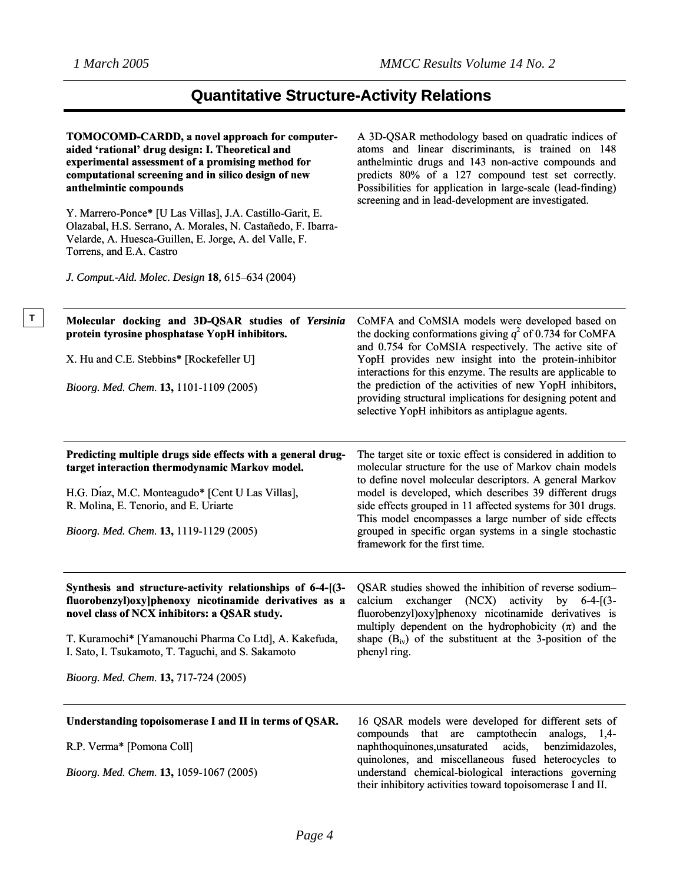## Quantitative Structure-Activity Relations

**TOMOCOMD-CARDD, a novel approach for computer-aided 'rational' drug design: I. Theoretical and experimental assessment of a promising method for computational screening and in silico design of new anthelmintic compounds**

Y. Marrero-Ponce* [U Las Villas], J.A. Castillo-Garit, E. Olazabal, H.S. Serrano, A. Morales, N. Castañedo, F. Ibarra-Velarde, A. Huesca-Guillen, E. Jorge, A. del Valle, F. Torrens, and E.A. Castro

*J. Comput.-Aid. Molec. Design* **18**, 615–634 (2004)

A 3D-QSAR methodology based on quadratic indices of atoms and linear discriminants, is trained on 148 anthelmintic drugs and 143 non-active compounds and predicts 80% of a 127 compound test set correctly. Possibilities for application in large-scale (lead-finding) screening and in lead-development are investigated.

---

T

**Molecular docking and 3D-QSAR studies of *Yersinia* protein tyrosine phosphatase YopH inhibitors.**

X. Hu and C.E. Stebbins* [Rockefeller U]

*Bioorg. Med. Chem.* **13,** 1101-1109 (2005)

CoMFA and CoMSIA models were developed based on the docking conformations giving $q^2$ of 0.734 for CoMFA and 0.754 for CoMSIA respectively. The active site of YopH provides new insight into the protein-inhibitor interactions for this enzyme. The results are applicable to the prediction of the activities of new YopH inhibitors, providing structural implications for designing potent and selective YopH inhibitors as antiplague agents.

---

**Predicting multiple drugs side effects with a general drug-target interaction thermodynamic Markov model.**

H.G. Díaz, M.C. Monteagudo* [Cent U Las Villas], R. Molina, E. Tenorio, and E. Uriarte

*Bioorg. Med. Chem.* **13,** 1119-1129 (2005)

The target site or toxic effect is considered in addition to molecular structure for the use of Markov chain models to define novel molecular descriptors. A general Markov model is developed, which describes 39 different drugs side effects grouped in 11 affected systems for 301 drugs. This model encompasses a large number of side effects grouped in specific organ systems in a single stochastic framework for the first time.

---

**Synthesis and structure-activity relationships of 6-4-[(3-fluorobenzyl)oxy]phenoxy nicotinamide derivatives as a novel class of NCX inhibitors: a QSAR study.**

T. Kuramochi* [Yamanouchi Pharma Co Ltd], A. Kakefuda, I. Sato, I. Tsukamoto, T. Taguchi, and S. Sakamoto

*Bioorg. Med. Chem.* **13,** 717-724 (2005)

QSAR studies showed the inhibition of reverse sodium–calcium exchanger (NCX) activity by 6-4-[(3-fluorobenzyl)oxy]phenoxy nicotinamide derivatives is multiply dependent on the hydrophobicity ($\pi$) and the shape ($B_{iv}$) of the substituent at the 3-position of the phenyl ring.

---

**Understanding topoisomerase I and II in terms of QSAR.**

R.P. Verma* [Pomona Coll]

*Bioorg. Med. Chem.* **13,** 1059-1067 (2005)

16 QSAR models were developed for different sets of compounds that are camptothecin analogs, 1,4-naphthoquinones,unsaturated acids, benzimidazoles, quinolones, and miscellaneous fused heterocycles to understand chemical-biological interactions governing their inhibitory activities toward topoisomerase I and II.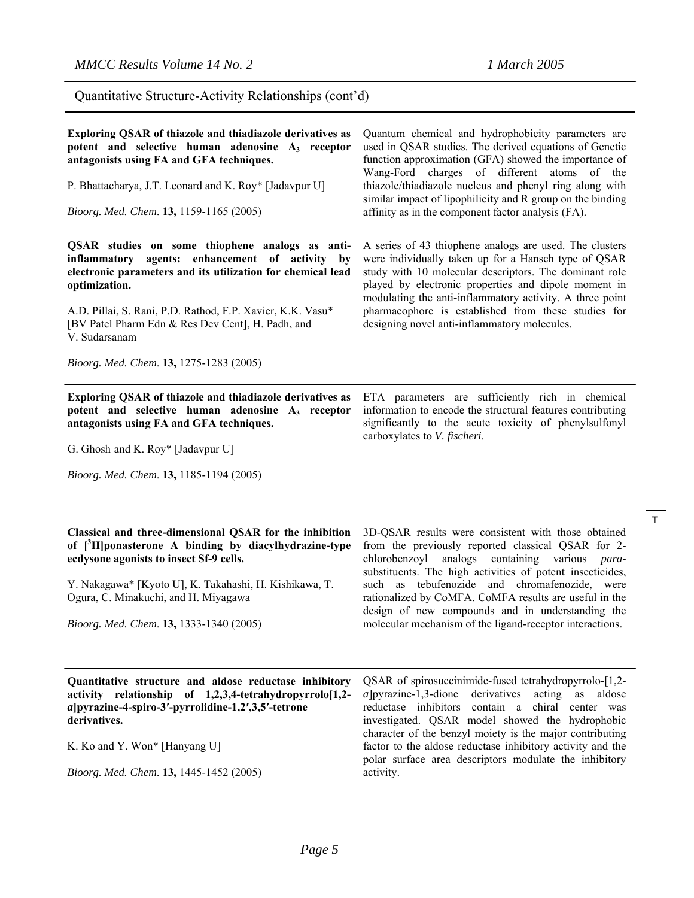Quantitative Structure-Activity Relationships (cont'd)

**Exploring QSAR of thiazole and thiadiazole derivatives as potent and selective human adenosine $A_3$ receptor antagonists using FA and GFA techniques.**

P. Bhattacharya, J.T. Leonard and K. Roy* [Jadavpur U]

*Bioorg. Med. Chem.* **13,** 1159-1165 (2005)

Quantum chemical and hydrophobicity parameters are used in QSAR studies. The derived equations of Genetic function approximation (GFA) showed the importance of Wang-Ford charges of different atoms of the thiazole/thiadiazole nucleus and phenyl ring along with similar impact of lipophilicity and R group on the binding affinity as in the component factor analysis (FA).

---

**QSAR studies on some thiophene analogs as anti-inflammatory agents: enhancement of activity by electronic parameters and its utilization for chemical lead optimization.**

A.D. Pillai, S. Rani, P.D. Rathod, F.P. Xavier, K.K. Vasu* [BV Patel Pharm Edn & Res Dev Cent], H. Padh, and V. Sudarsanam

*Bioorg. Med. Chem.* **13,** 1275-1283 (2005)

A series of 43 thiophene analogs are used. The clusters were individually taken up for a Hansch type of QSAR study with 10 molecular descriptors. The dominant role played by electronic properties and dipole moment in modulating the anti-inflammatory activity. A three point pharmacophore is established from these studies for designing novel anti-inflammatory molecules.

---

**Exploring QSAR of thiazole and thiadiazole derivatives as potent and selective human adenosine $A_3$ receptor antagonists using FA and GFA techniques.**

G. Ghosh and K. Roy* [Jadavpur U]

*Bioorg. Med. Chem.* **13,** 1185-1194 (2005)

ETA parameters are sufficiently rich in chemical information to encode the structural features contributing significantly to the acute toxicity of phenylsulfonyl carboxylates to *V. fischeri*.

---

**Classical and three-dimensional QSAR for the inhibition of [$^3$H]ponasterone A binding by diacylhydrazine-type ecdysone agonists to insect Sf-9 cells.**

Y. Nakagawa* [Kyoto U], K. Takahashi, H. Kishikawa, T. Ogura, C. Minakuchi, and H. Miyagawa

*Bioorg. Med. Chem.* **13,** 1333-1340 (2005)

3D-QSAR results were consistent with those obtained from the previously reported classical QSAR for 2-chlorobenzoyl analogs containing various *para*-substituents. The high activities of potent insecticides, such as tebufenozide and chromafenozide, were rationalized by CoMFA. CoMFA results are useful in the design of new compounds and in understanding the molecular mechanism of the ligand-receptor interactions.

---

**Quantitative structure and aldose reductase inhibitory activity relationship of 1,2,3,4-tetrahydropyrrolo[1,2-*a*]pyrazine-4-spiro-3′-pyrrolidine-1,2′,3,5′-tetrone derivatives.**

K. Ko and Y. Won* [Hanyang U]

*Bioorg. Med. Chem.* **13,** 1445-1452 (2005)

QSAR of spirosuccinimide-fused tetrahydropyrrolo-[1,2-*a*]pyrazine-1,3-dione derivatives acting as aldose reductase inhibitors contain a chiral center was investigated. QSAR model showed the hydrophobic character of the benzyl moiety is the major contributing factor to the aldose reductase inhibitory activity and the polar surface area descriptors modulate the inhibitory activity.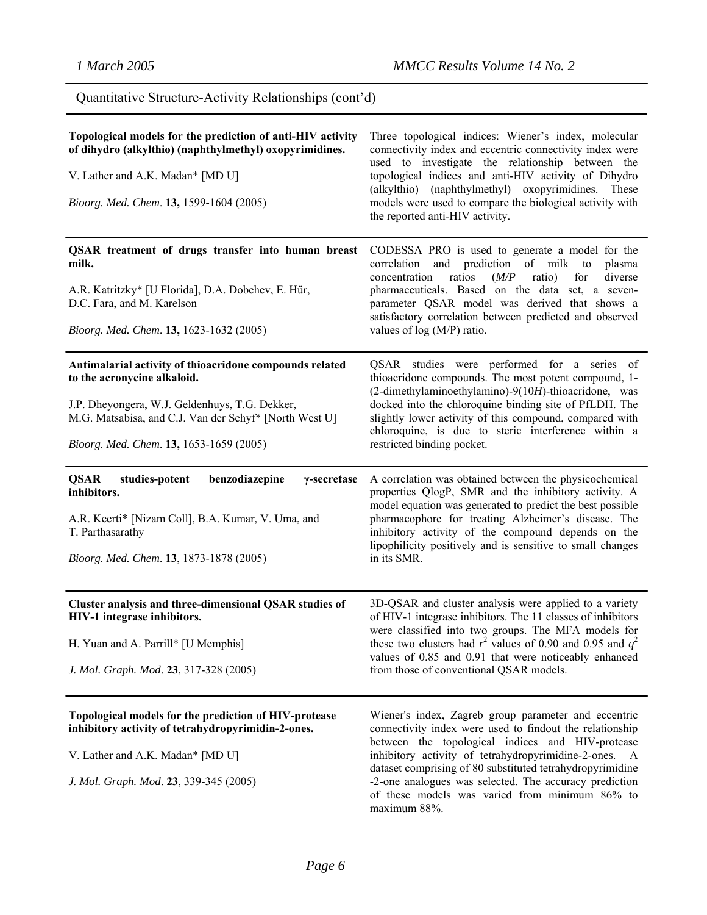Quantitative Structure-Activity Relationships (cont'd)

| | |
|---|---|
| **Topological models for the prediction of anti-HIV activity of dihydro (alkylthio) (naphthylmethyl) oxopyrimidines.**<br><br>V. Lather and A.K. Madan* [MD U]<br><br>*Bioorg. Med. Chem*. **13,** 1599-1604 (2005) | Three topological indices: Wiener's index, molecular connectivity index and eccentric connectivity index were used to investigate the relationship between the topological indices and anti-HIV activity of Dihydro (alkylthio) (naphthylmethyl) oxopyrimidines. These models were used to compare the biological activity with the reported anti-HIV activity. |
| **QSAR treatment of drugs transfer into human breast milk.**<br><br>A.R. Katritzky* [U Florida], D.A. Dobchev, E. Hür, D.C. Fara, and M. Karelson<br><br>*Bioorg. Med. Chem*. **13,** 1623-1632 (2005) | CODESSA PRO is used to generate a model for the correlation and prediction of milk to plasma concentration ratios (*M/P* ratio) for diverse pharmaceuticals. Based on the data set, a seven-parameter QSAR model was derived that shows a satisfactory correlation between predicted and observed values of log (M/P) ratio. |
| **Antimalarial activity of thioacridone compounds related to the acronycine alkaloid.**<br><br>J.P. Dheyongera, W.J. Geldenhuys, T.G. Dekker, M.G. Matsabisa, and C.J. Van der Schyf* [North West U]<br><br>*Bioorg. Med. Chem*. **13,** 1653-1659 (2005) | QSAR studies were performed for a series of thioacridone compounds. The most potent compound, 1-(2-dimethylaminoethylamino)-9(10*H*)-thioacridone, was docked into the chloroquine binding site of PfLDH. The slightly lower activity of this compound, compared with chloroquine, is due to steric interference within a restricted binding pocket. |
| **QSAR studies-potent benzodiazepine γ-secretase inhibitors.**<br><br>A.R. Keerti* [Nizam Coll], B.A. Kumar, V. Uma, and T. Parthasarathy<br><br>*Bioorg. Med. Chem*. **13**, 1873-1878 (2005) | A correlation was obtained between the physicochemical properties QlogP, SMR and the inhibitory activity. A model equation was generated to predict the best possible pharmacophore for treating Alzheimer's disease. The inhibitory activity of the compound depends on the lipophilicity positively and is sensitive to small changes in its SMR. |
| **Cluster analysis and three-dimensional QSAR studies of HIV-1 integrase inhibitors.**<br><br>H. Yuan and A. Parrill* [U Memphis]<br><br>*J. Mol. Graph. Mod*. **23**, 317-328 (2005) | 3D-QSAR and cluster analysis were applied to a variety of HIV-1 integrase inhibitors. The 11 classes of inhibitors were classified into two groups. The MFA models for these two clusters had $r^2$ values of 0.90 and 0.95 and $q^2$ values of 0.85 and 0.91 that were noticeably enhanced from those of conventional QSAR models. |
| **Topological models for the prediction of HIV-protease inhibitory activity of tetrahydropyrimidin-2-ones.**<br><br>V. Lather and A.K. Madan* [MD U]<br><br>*J. Mol. Graph. Mod*. **23**, 339-345 (2005) | Wiener's index, Zagreb group parameter and eccentric connectivity index were used to findout the relationship between the topological indices and HIV-protease inhibitory activity of tetrahydropyrimidine-2-ones. A dataset comprising of 80 substituted tetrahydropyrimidine -2-one analogues was selected. The accuracy prediction of these models was varied from minimum 86% to maximum 88%. |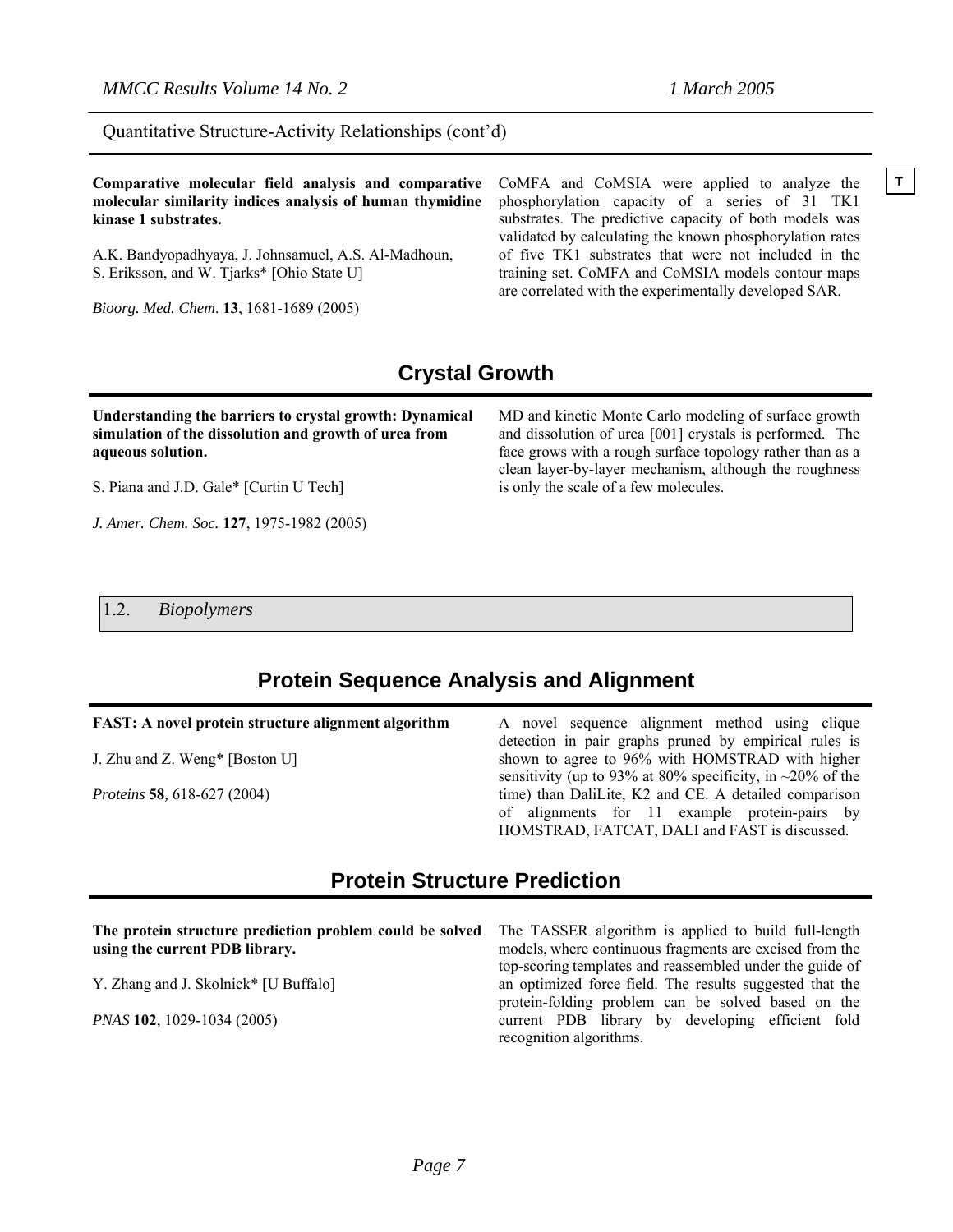Quantitative Structure-Activity Relationships (cont'd)

**Comparative molecular field analysis and comparative molecular similarity indices analysis of human thymidine kinase 1 substrates.**

A.K. Bandyopadhyaya, J. Johnsamuel, A.S. Al-Madhoun, S. Eriksson, and W. Tjarks* [Ohio State U]

*Bioorg. Med. Chem.* **13**, 1681-1689 (2005)

CoMFA and CoMSIA were applied to analyze the phosphorylation capacity of a series of 31 TK1 substrates. The predictive capacity of both models was validated by calculating the known phosphorylation rates of five TK1 substrates that were not included in the training set. CoMFA and CoMSIA models contour maps are correlated with the experimentally developed SAR.

T

## Crystal Growth

**Understanding the barriers to crystal growth: Dynamical simulation of the dissolution and growth of urea from aqueous solution.**

S. Piana and J.D. Gale* [Curtin U Tech]

*J. Amer. Chem. Soc.* **127**, 1975-1982 (2005)

MD and kinetic Monte Carlo modeling of surface growth and dissolution of urea [001] crystals is performed. The face grows with a rough surface topology rather than as a clean layer-by-layer mechanism, although the roughness is only the scale of a few molecules.

### 1.2. *Biopolymers*

## Protein Sequence Analysis and Alignment

**FAST: A novel protein structure alignment algorithm**

J. Zhu and Z. Weng* [Boston U]

*Proteins* **58**, 618-627 (2004)

A novel sequence alignment method using clique detection in pair graphs pruned by empirical rules is shown to agree to 96% with HOMSTRAD with higher sensitivity (up to 93% at 80% specificity, in ~20% of the time) than DaliLite, K2 and CE. A detailed comparison of alignments for 11 example protein-pairs by HOMSTRAD, FATCAT, DALI and FAST is discussed.

## Protein Structure Prediction

**The protein structure prediction problem could be solved using the current PDB library.**

Y. Zhang and J. Skolnick* [U Buffalo]

*PNAS* **102**, 1029-1034 (2005)

The TASSER algorithm is applied to build full-length models, where continuous fragments are excised from the top-scoring templates and reassembled under the guide of an optimized force field. The results suggested that the protein-folding problem can be solved based on the current PDB library by developing efficient fold recognition algorithms.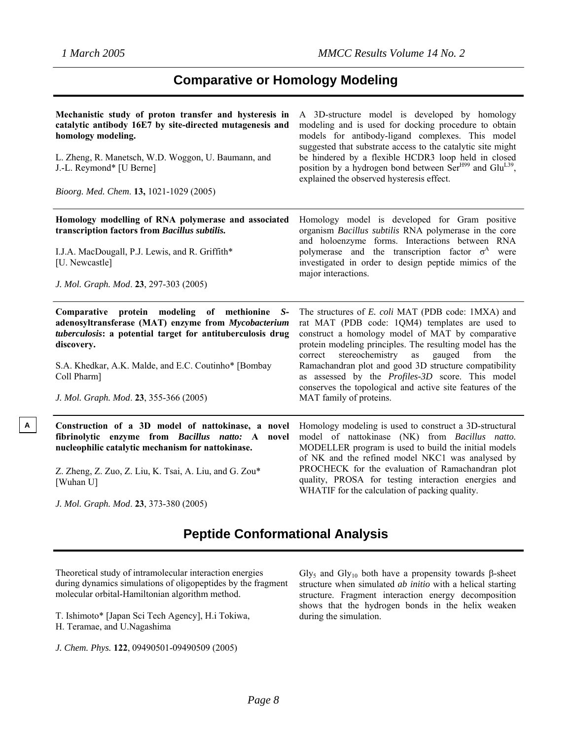## Comparative or Homology Modeling

**Mechanistic study of proton transfer and hysteresis in catalytic antibody 16E7 by site-directed mutagenesis and homology modeling.**

L. Zheng, R. Manetsch, W.D. Woggon, U. Baumann, and J.-L. Reymond* [U Berne]

*Bioorg. Med. Chem.* **13,** 1021-1029 (2005)

A 3D-structure model is developed by homology modeling and is used for docking procedure to obtain models for antibody-ligand complexes. This model suggested that substrate access to the catalytic site might be hindered by a flexible HCDR3 loop held in closed position by a hydrogen bond between $Ser^{H99}$ and $Glu^{L39}$, explained the observed hysteresis effect.

---

**Homology modelling of RNA polymerase and associated transcription factors from *Bacillus subtilis.***

I.J.A. MacDougall, P.J. Lewis, and R. Griffith* [U. Newcastle]

*J. Mol. Graph. Mod*. **23**, 297-303 (2005)

Homology model is developed for Gram positive organism *Bacillus subtilis* RNA polymerase in the core and holoenzyme forms. Interactions between RNA polymerase and the transcription factor $\sigma^A$ were investigated in order to design peptide mimics of the major interactions.

---

**Comparative protein modeling of methionine *S*-adenosyltransferase (MAT) enzyme from *Mycobacterium tuberculosis*: a potential target for antituberculosis drug discovery.**

S.A. Khedkar, A.K. Malde, and E.C. Coutinho* [Bombay Coll Pharm]

*J. Mol. Graph. Mod*. **23**, 355-366 (2005)

The structures of *E. coli* MAT (PDB code: 1MXA) and rat MAT (PDB code: 1QM4) templates are used to construct a homology model of MAT by comparative protein modeling principles. The resulting model has the correct stereochemistry as gauged from the Ramachandran plot and good 3D structure compatibility as assessed by the *Profiles-3D* score. This model conserves the topological and active site features of the MAT family of proteins.

---

A

**Construction of a 3D model of nattokinase, a novel fibrinolytic enzyme from *Bacillus natto:* A novel nucleophilic catalytic mechanism for nattokinase.**

Z. Zheng, Z. Zuo, Z. Liu, K. Tsai, A. Liu, and G. Zou* [Wuhan U]

*J. Mol. Graph. Mod*. **23**, 373-380 (2005)

Homology modeling is used to construct a 3D-structural model of nattokinase (NK) from *Bacillus natto.* MODELLER program is used to build the initial models of NK and the refined model NKC1 was analysed by PROCHECK for the evaluation of Ramachandran plot quality, PROSA for testing interaction energies and WHATIF for the calculation of packing quality.

## Peptide Conformational Analysis

Theoretical study of intramolecular interaction energies during dynamics simulations of oligopeptides by the fragment molecular orbital-Hamiltonian algorithm method.

T. Ishimoto* [Japan Sci Tech Agency], H.i Tokiwa, H. Teramae, and U.Nagashima

*J. Chem. Phys.* **122**, 09490501-09490509 (2005)

$Gly_5$ and $Gly_{10}$ both have a propensity towards β-sheet structure when simulated *ab initio* with a helical starting structure. Fragment interaction energy decomposition shows that the hydrogen bonds in the helix weaken during the simulation.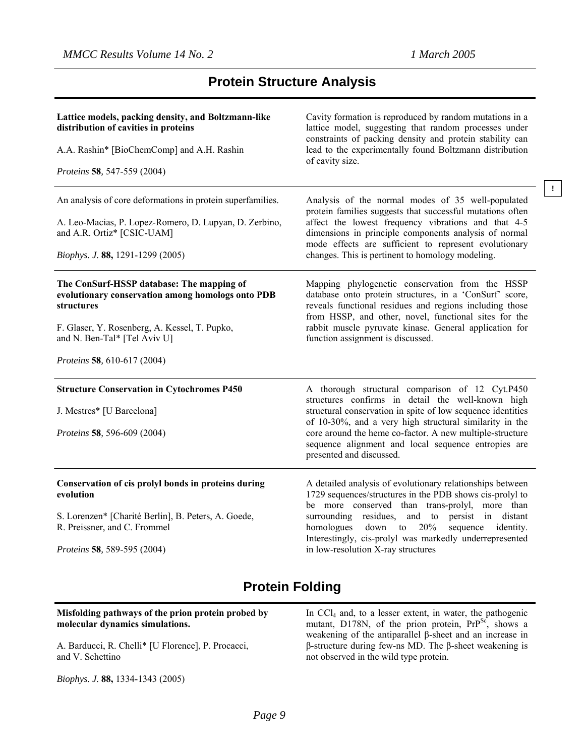## Protein Structure Analysis

**Lattice models, packing density, and Boltzmann-like distribution of cavities in proteins**

A.A. Rashin* [BioChemComp] and A.H. Rashin

*Proteins* **58**, 547-559 (2004)

Cavity formation is reproduced by random mutations in a lattice model, suggesting that random processes under constraints of packing density and protein stability can lead to the experimentally found Boltzmann distribution of cavity size.

---

An analysis of core deformations in protein superfamilies.

A. Leo-Macias, P. Lopez-Romero, D. Lupyan, D. Zerbino, and A.R. Ortiz* [CSIC-UAM]

*Biophys. J.* **88,** 1291-1299 (2005)

Analysis of the normal modes of 35 well-populated protein families suggests that successful mutations often affect the lowest frequency vibrations and that 4-5 dimensions in principle components analysis of normal mode effects are sufficient to represent evolutionary changes. This is pertinent to homology modeling.

**!**

---

**The ConSurf-HSSP database: The mapping of evolutionary conservation among homologs onto PDB structures**

F. Glaser, Y. Rosenberg, A. Kessel, T. Pupko, and N. Ben-Tal* [Tel Aviv U]

*Proteins* **58**, 610-617 (2004)

Mapping phylogenetic conservation from the HSSP database onto protein structures, in a 'ConSurf' score, reveals functional residues and regions including those from HSSP, and other, novel, functional sites for the rabbit muscle pyruvate kinase. General application for function assignment is discussed.

---

**Structure Conservation in Cytochromes P450**

J. Mestres* [U Barcelona]

*Proteins* **58**, 596-609 (2004)

A thorough structural comparison of 12 Cyt.P450 structures confirms in detail the well-known high structural conservation in spite of low sequence identities of 10-30%, and a very high structural similarity in the core around the heme co-factor. A new multiple-structure sequence alignment and local sequence entropies are presented and discussed.

---

**Conservation of cis prolyl bonds in proteins during evolution**

S. Lorenzen* [Charité Berlin], B. Peters, A. Goede, R. Preissner, and C. Frommel

*Proteins* **58**, 589-595 (2004)

A detailed analysis of evolutionary relationships between 1729 sequences/structures in the PDB shows cis-prolyl to be more conserved than trans-prolyl, more than surrounding residues, and to persist in distant homologues down to 20% sequence identity. Interestingly, cis-prolyl was markedly underrepresented in low-resolution X-ray structures

## Protein Folding

**Misfolding pathways of the prion protein probed by molecular dynamics simulations.**

A. Barducci, R. Chelli* [U Florence], P. Procacci, and V. Schettino

*Biophys. J.* **88,** 1334-1343 (2005)

In $CCl_4$ and, to a lesser extent, in water, the pathogenic mutant, D178N, of the prion protein, $PrP^{Sc}$, shows a weakening of the antiparallel β-sheet and an increase in β-structure during few-ns MD. The β-sheet weakening is not observed in the wild type protein.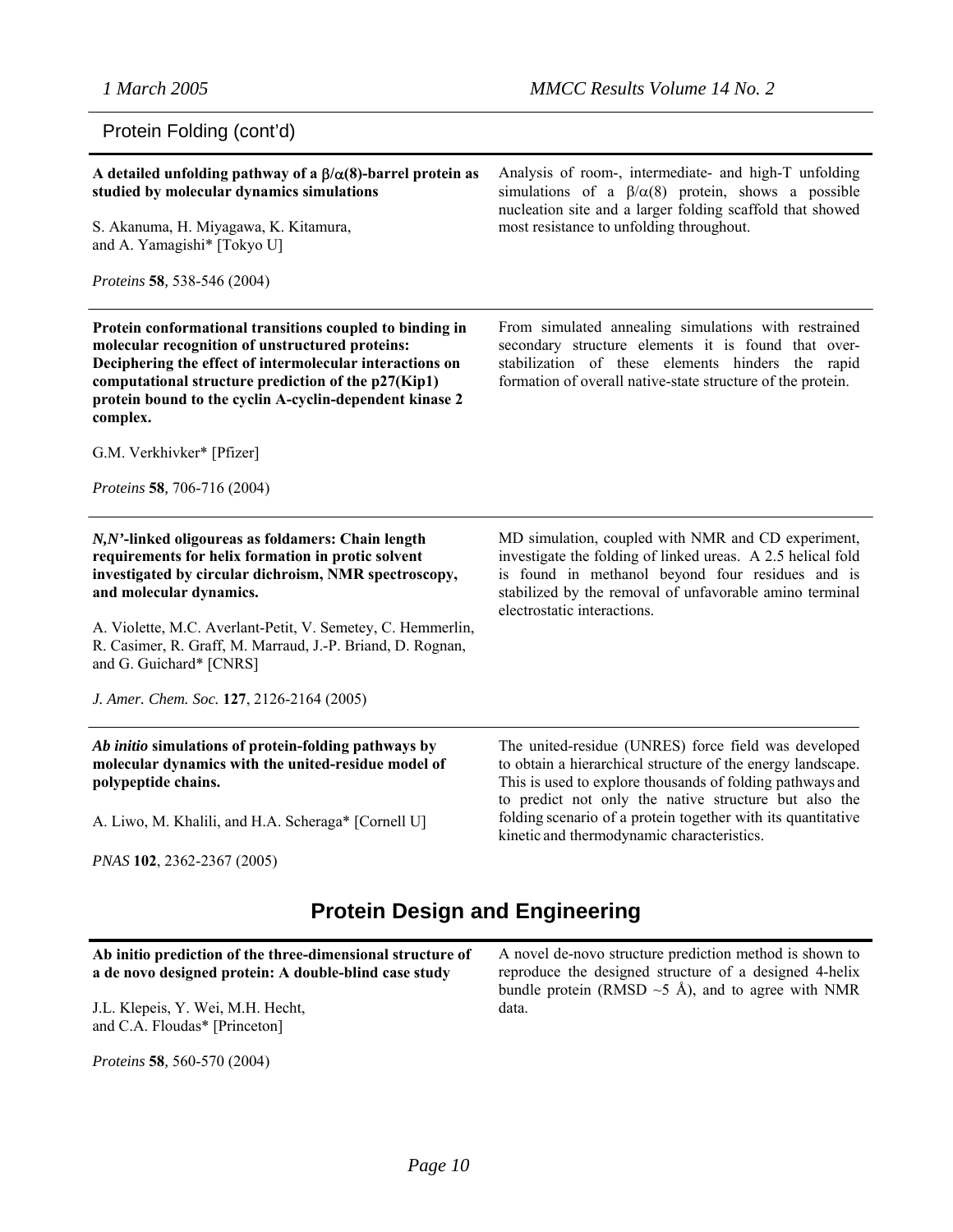## Protein Folding (cont'd)

**A detailed unfolding pathway of a $\beta/\alpha(8)$-barrel protein as studied by molecular dynamics simulations**

S. Akanuma, H. Miyagawa, K. Kitamura, and A. Yamagishi* [Tokyo U]

*Proteins* **58**, 538-546 (2004)

Analysis of room-, intermediate- and high-T unfolding simulations of a $\beta/\alpha(8)$ protein, shows a possible nucleation site and a larger folding scaffold that showed most resistance to unfolding throughout.

---

**Protein conformational transitions coupled to binding in molecular recognition of unstructured proteins: Deciphering the effect of intermolecular interactions on computational structure prediction of the p27(Kip1) protein bound to the cyclin A-cyclin-dependent kinase 2 complex.**

G.M. Verkhivker* [Pfizer]

*Proteins* **58**, 706-716 (2004)

From simulated annealing simulations with restrained secondary structure elements it is found that over-stabilization of these elements hinders the rapid formation of overall native-state structure of the protein.

---

***N,N'*-linked oligoureas as foldamers: Chain length requirements for helix formation in protic solvent investigated by circular dichroism, NMR spectroscopy, and molecular dynamics.**

A. Violette, M.C. Averlant-Petit, V. Semetey, C. Hemmerlin, R. Casimer, R. Graff, M. Marraud, J.-P. Briand, D. Rognan, and G. Guichard* [CNRS]

*J. Amer. Chem. Soc.* **127**, 2126-2164 (2005)

MD simulation, coupled with NMR and CD experiment, investigate the folding of linked ureas. A 2.5 helical fold is found in methanol beyond four residues and is stabilized by the removal of unfavorable amino terminal electrostatic interactions.

---

***Ab initio* simulations of protein-folding pathways by molecular dynamics with the united-residue model of polypeptide chains.**

A. Liwo, M. Khalili, and H.A. Scheraga* [Cornell U]

*PNAS* **102**, 2362-2367 (2005)

The united-residue (UNRES) force field was developed to obtain a hierarchical structure of the energy landscape. This is used to explore thousands of folding pathways and to predict not only the native structure but also the folding scenario of a protein together with its quantitative kinetic and thermodynamic characteristics.

# Protein Design and Engineering

**Ab initio prediction of the three-dimensional structure of a de novo designed protein: A double-blind case study**

J.L. Klepeis, Y. Wei, M.H. Hecht, and C.A. Floudas* [Princeton]

*Proteins* **58**, 560-570 (2004)

A novel de-novo structure prediction method is shown to reproduce the designed structure of a designed 4-helix bundle protein (RMSD ~5 Å), and to agree with NMR data.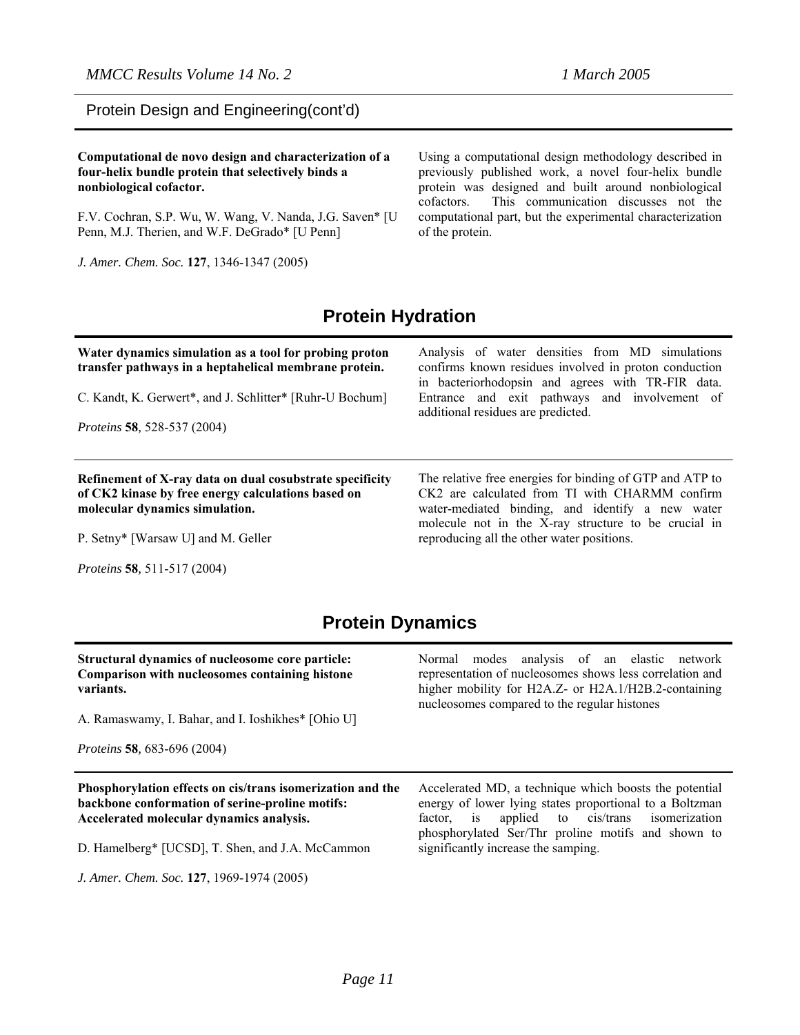Protein Design and Engineering(cont'd)

**Computational de novo design and characterization of a four-helix bundle protein that selectively binds a nonbiological cofactor.**

F.V. Cochran, S.P. Wu, W. Wang, V. Nanda, J.G. Saven* [U Penn, M.J. Therien, and W.F. DeGrado* [U Penn]

*J. Amer. Chem. Soc.* **127**, 1346-1347 (2005)

Using a computational design methodology described in previously published work, a novel four-helix bundle protein was designed and built around nonbiological cofactors. This communication discusses not the computational part, but the experimental characterization of the protein.

## Protein Hydration

**Water dynamics simulation as a tool for probing proton transfer pathways in a heptahelical membrane protein.**

C. Kandt, K. Gerwert*, and J. Schlitter* [Ruhr-U Bochum]

*Proteins* **58**, 528-537 (2004)

Analysis of water densities from MD simulations confirms known residues involved in proton conduction in bacteriorhodopsin and agrees with TR-FIR data. Entrance and exit pathways and involvement of additional residues are predicted.

---

**Refinement of X-ray data on dual cosubstrate specificity of CK2 kinase by free energy calculations based on molecular dynamics simulation.**

P. Setny* [Warsaw U] and M. Geller

*Proteins* **58**, 511-517 (2004)

The relative free energies for binding of GTP and ATP to CK2 are calculated from TI with CHARMM confirm water-mediated binding, and identify a new water molecule not in the X-ray structure to be crucial in reproducing all the other water positions.

## Protein Dynamics

**Structural dynamics of nucleosome core particle: Comparison with nucleosomes containing histone variants.**

A. Ramaswamy, I. Bahar, and I. Ioshikhes* [Ohio U]

*Proteins* **58**, 683-696 (2004)

Normal modes analysis of an elastic network representation of nucleosomes shows less correlation and higher mobility for H2A.Z- or H2A.1/H2B.2-containing nucleosomes compared to the regular histones

---

**Phosphorylation effects on cis/trans isomerization and the backbone conformation of serine-proline motifs: Accelerated molecular dynamics analysis.**

D. Hamelberg* [UCSD], T. Shen, and J.A. McCammon

*J. Amer. Chem. Soc.* **127**, 1969-1974 (2005)

Accelerated MD, a technique which boosts the potential energy of lower lying states proportional to a Boltzman factor, is applied to cis/trans isomerization phosphorylated Ser/Thr proline motifs and shown to significantly increase the samping.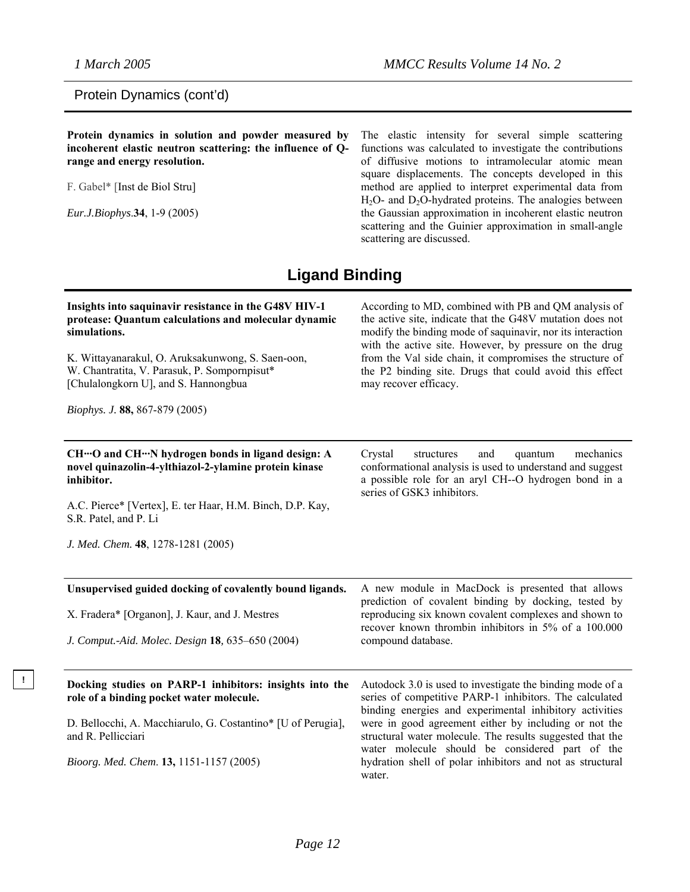Protein Dynamics (cont'd)

**Protein dynamics in solution and powder measured by incoherent elastic neutron scattering: the influence of Q-range and energy resolution.**

F. Gabel* [Inst de Biol Stru]

*Eur.J.Biophys.***34**, 1-9 (2005)

The elastic intensity for several simple scattering functions was calculated to investigate the contributions of diffusive motions to intramolecular atomic mean square displacements. The concepts developed in this method are applied to interpret experimental data from $H_2O$- and $D_2O$-hydrated proteins. The analogies between the Gaussian approximation in incoherent elastic neutron scattering and the Guinier approximation in small-angle scattering are discussed.

## Ligand Binding

**Insights into saquinavir resistance in the G48V HIV-1 protease: Quantum calculations and molecular dynamic simulations.**

K. Wittayanarakul, O. Aruksakunwong, S. Saen-oon, W. Chantratita, V. Parasuk, P. Sompornpisut* [Chulalongkorn U], and S. Hannongbua

*Biophys. J.* **88,** 867-879 (2005)

According to MD, combined with PB and QM analysis of the active site, indicate that the G48V mutation does not modify the binding mode of saquinavir, nor its interaction with the active site. However, by pressure on the drug from the Val side chain, it compromises the structure of the P2 binding site. Drugs that could avoid this effect may recover efficacy.

**CH···O and CH···N hydrogen bonds in ligand design: A novel quinazolin-4-ylthiazol-2-ylamine protein kinase inhibitor.**

A.C. Pierce* [Vertex], E. ter Haar, H.M. Binch, D.P. Kay, S.R. Patel, and P. Li

*J. Med. Chem.* **48**, 1278-1281 (2005)

Crystal structures and quantum mechanics conformational analysis is used to understand and suggest a possible role for an aryl CH--O hydrogen bond in a series of GSK3 inhibitors.

**Unsupervised guided docking of covalently bound ligands.**

X. Fradera* [Organon], J. Kaur, and J. Mestres

*J. Comput.-Aid. Molec. Design* **18**, 635–650 (2004)

A new module in MacDock is presented that allows prediction of covalent binding by docking, tested by reproducing six known covalent complexes and shown to recover known thrombin inhibitors in 5% of a 100.000 compound database.

!

**Docking studies on PARP-1 inhibitors: insights into the role of a binding pocket water molecule.**

D. Bellocchi, A. Macchiarulo, G. Costantino* [U of Perugia], and R. Pellicciari

*Bioorg. Med. Chem.* **13,** 1151-1157 (2005)

Autodock 3.0 is used to investigate the binding mode of a series of competitive PARP-1 inhibitors. The calculated binding energies and experimental inhibitory activities were in good agreement either by including or not the structural water molecule. The results suggested that the water molecule should be considered part of the hydration shell of polar inhibitors and not as structural water.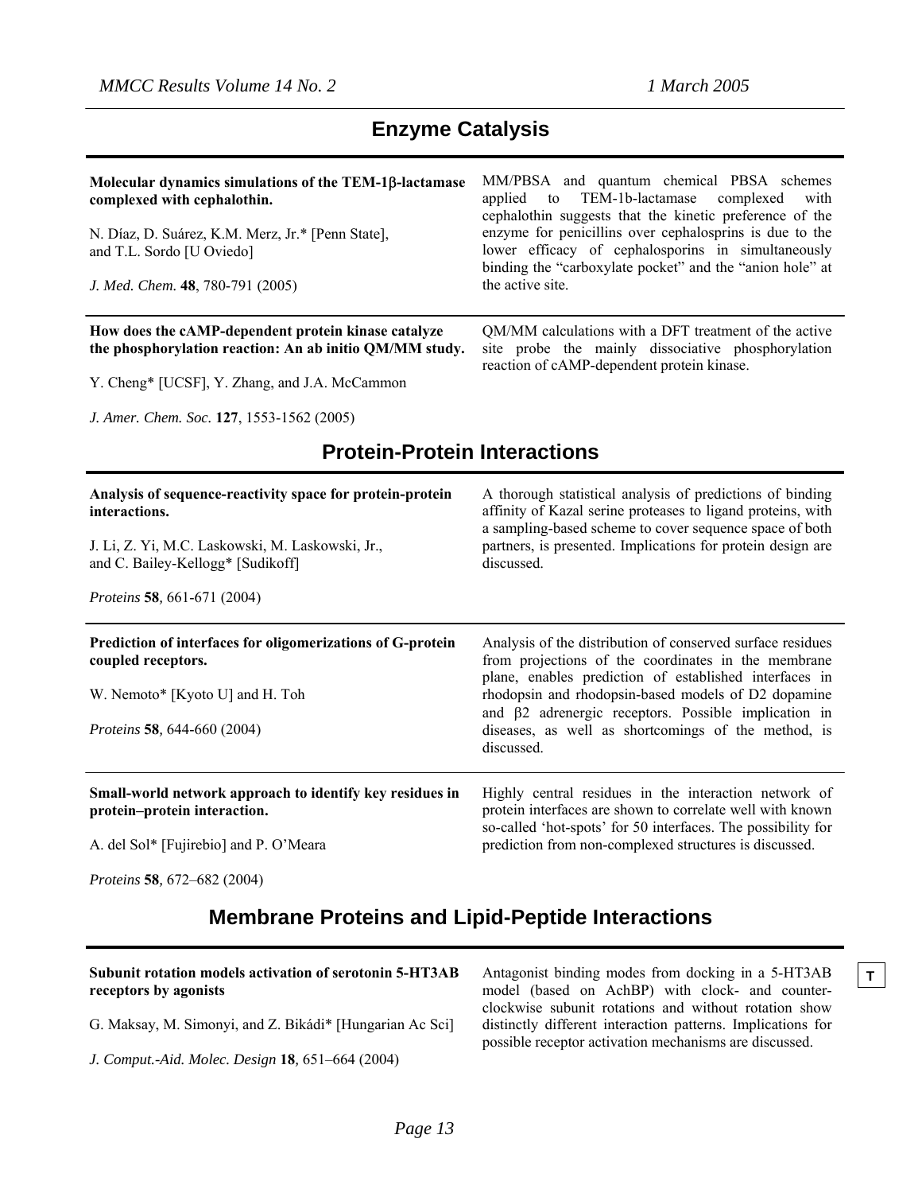## Enzyme Catalysis

**Molecular dynamics simulations of the TEM-1β-lactamase complexed with cephalothin.**

N. Díaz, D. Suárez, K.M. Merz, Jr.* [Penn State], and T.L. Sordo [U Oviedo]

*J. Med. Chem.* **48**, 780-791 (2005)

MM/PBSA and quantum chemical PBSA schemes applied to TEM-1b-lactamase complexed with cephalothin suggests that the kinetic preference of the enzyme for penicillins over cephalosprins is due to the lower efficacy of cephalosporins in simultaneously binding the "carboxylate pocket" and the "anion hole" at the active site.

---

**How does the cAMP-dependent protein kinase catalyze the phosphorylation reaction: An ab initio QM/MM study.**

Y. Cheng* [UCSF], Y. Zhang, and J.A. McCammon

*J. Amer. Chem. Soc.* **127**, 1553-1562 (2005)

QM/MM calculations with a DFT treatment of the active site probe the mainly dissociative phosphorylation reaction of cAMP-dependent protein kinase.

## Protein-Protein Interactions

**Analysis of sequence-reactivity space for protein-protein interactions.**

J. Li, Z. Yi, M.C. Laskowski, M. Laskowski, Jr., and C. Bailey-Kellogg* [Sudikoff]

*Proteins* **58**, 661-671 (2004)

A thorough statistical analysis of predictions of binding affinity of Kazal serine proteases to ligand proteins, with a sampling-based scheme to cover sequence space of both partners, is presented. Implications for protein design are discussed.

---

**Prediction of interfaces for oligomerizations of G-protein coupled receptors.**

W. Nemoto* [Kyoto U] and H. Toh

*Proteins* **58**, 644-660 (2004)

Analysis of the distribution of conserved surface residues from projections of the coordinates in the membrane plane, enables prediction of established interfaces in rhodopsin and rhodopsin-based models of D2 dopamine and β2 adrenergic receptors. Possible implication in diseases, as well as shortcomings of the method, is discussed.

---

**Small-world network approach to identify key residues in protein–protein interaction.**

A. del Sol* [Fujirebio] and P. O'Meara

*Proteins* **58**, 672–682 (2004)

Highly central residues in the interaction network of protein interfaces are shown to correlate well with known so-called 'hot-spots' for 50 interfaces. The possibility for prediction from non-complexed structures is discussed.

## Membrane Proteins and Lipid-Peptide Interactions

**Subunit rotation models activation of serotonin 5-HT3AB receptors by agonists**

G. Maksay, M. Simonyi, and Z. Bikádi* [Hungarian Ac Sci]

*J. Comput.-Aid. Molec. Design* **18**, 651–664 (2004)

Antagonist binding modes from docking in a 5-HT3AB model (based on AchBP) with clock- and counter-clockwise subunit rotations and without rotation show distinctly different interaction patterns. Implications for possible receptor activation mechanisms are discussed.

T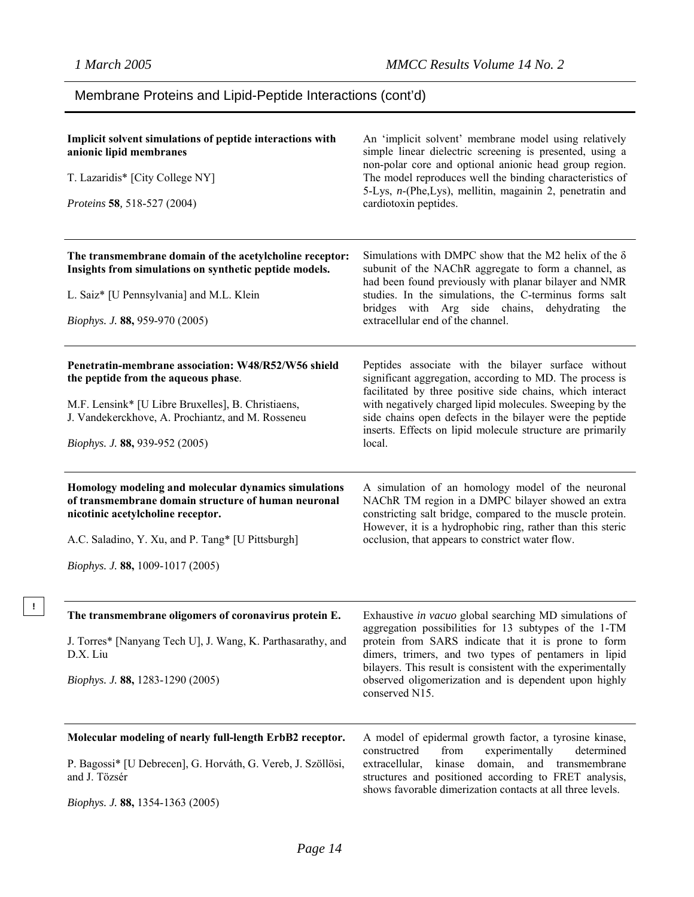## Membrane Proteins and Lipid-Peptide Interactions (cont'd)

---

**Implicit solvent simulations of peptide interactions with anionic lipid membranes**

T. Lazaridis* [City College NY]

*Proteins* **58**, 518-527 (2004)

An 'implicit solvent' membrane model using relatively simple linear dielectric screening is presented, using a non-polar core and optional anionic head group region. The model reproduces well the binding characteristics of 5-Lys, *n*-(Phe,Lys), mellitin, magainin 2, penetratin and cardiotoxin peptides.

---

**The transmembrane domain of the acetylcholine receptor: Insights from simulations on synthetic peptide models.**

L. Saiz* [U Pennsylvania] and M.L. Klein

*Biophys. J.* **88,** 959-970 (2005)

Simulations with DMPC show that the M2 helix of the δ subunit of the NAChR aggregate to form a channel, as had been found previously with planar bilayer and NMR studies. In the simulations, the C-terminus forms salt bridges with Arg side chains, dehydrating the extracellular end of the channel.

---

**Penetratin-membrane association: W48/R52/W56 shield the peptide from the aqueous phase**.

M.F. Lensink* [U Libre Bruxelles], B. Christiaens, J. Vandekerckhove, A. Prochiantz, and M. Rosseneu

*Biophys. J.* **88,** 939-952 (2005)

Peptides associate with the bilayer surface without significant aggregation, according to MD. The process is facilitated by three positive side chains, which interact with negatively charged lipid molecules. Sweeping by the side chains open defects in the bilayer were the peptide inserts. Effects on lipid molecule structure are primarily local.

---

**Homology modeling and molecular dynamics simulations of transmembrane domain structure of human neuronal nicotinic acetylcholine receptor.**

A.C. Saladino, Y. Xu, and P. Tang* [U Pittsburgh]

*Biophys. J.* **88,** 1009-1017 (2005)

A simulation of an homology model of the neuronal NAChR TM region in a DMPC bilayer showed an extra constricting salt bridge, compared to the muscle protein. However, it is a hydrophobic ring, rather than this steric occlusion, that appears to constrict water flow.

---

!

**The transmembrane oligomers of coronavirus protein E.**

J. Torres* [Nanyang Tech U], J. Wang, K. Parthasarathy, and D.X. Liu

*Biophys. J.* **88,** 1283-1290 (2005)

Exhaustive *in vacuo* global searching MD simulations of aggregation possibilities for 13 subtypes of the 1-TM protein from SARS indicate that it is prone to form dimers, trimers, and two types of pentamers in lipid bilayers. This result is consistent with the experimentally observed oligomerization and is dependent upon highly conserved N15.

---

**Molecular modeling of nearly full-length ErbB2 receptor.**

P. Bagossi* [U Debrecen], G. Horváth, G. Vereb, J. Szöllösi, and J. Tözsér

*Biophys. J.* **88,** 1354-1363 (2005)

A model of epidermal growth factor, a tyrosine kinase, constructred from experimentally determined extracellular, kinase domain, and transmembrane structures and positioned according to FRET analysis, shows favorable dimerization contacts at all three levels.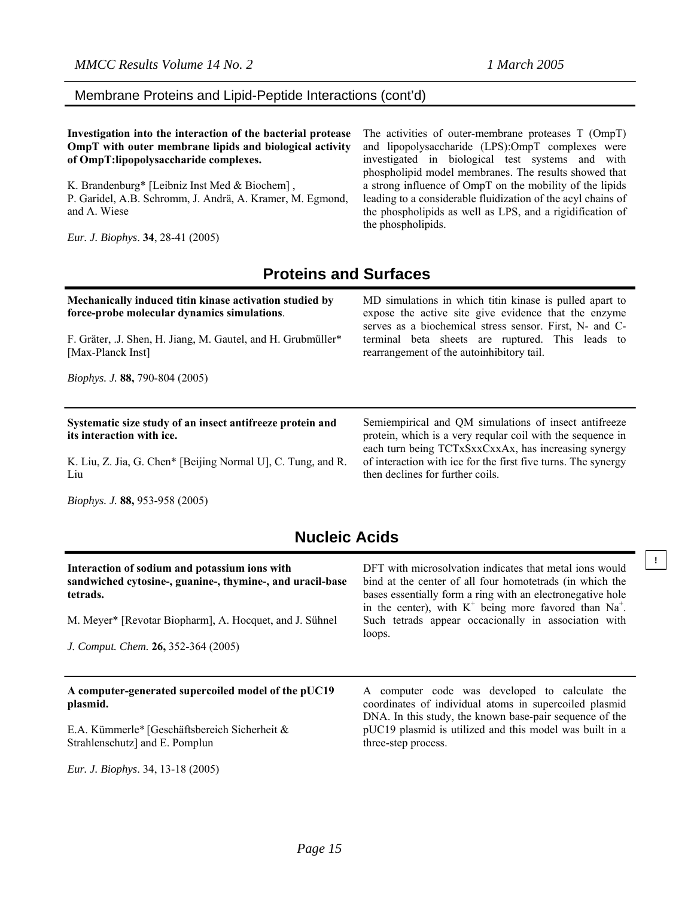## Membrane Proteins and Lipid-Peptide Interactions (cont'd)

**Investigation into the interaction of the bacterial protease OmpT with outer membrane lipids and biological activity of OmpT:lipopolysaccharide complexes.**

K. Brandenburg* [Leibniz Inst Med & Biochem] , P. Garidel, A.B. Schromm, J. Andrä, A. Kramer, M. Egmond, and A. Wiese

*Eur. J. Biophys*. **34**, 28-41 (2005)

The activities of outer-membrane proteases T (OmpT) and lipopolysaccharide (LPS):OmpT complexes were investigated in biological test systems and with phospholipid model membranes. The results showed that a strong influence of OmpT on the mobility of the lipids leading to a considerable fluidization of the acyl chains of the phospholipids as well as LPS, and a rigidification of the phospholipids.

## Proteins and Surfaces

**Mechanically induced titin kinase activation studied by force-probe molecular dynamics simulations**.

F. Gräter, .J. Shen, H. Jiang, M. Gautel, and H. Grubmüller* [Max-Planck Inst]

*Biophys. J.* **88,** 790-804 (2005)

MD simulations in which titin kinase is pulled apart to expose the active site give evidence that the enzyme serves as a biochemical stress sensor. First, N- and C-terminal beta sheets are ruptured. This leads to rearrangement of the autoinhibitory tail.

---

**Systematic size study of an insect antifreeze protein and its interaction with ice.**

K. Liu, Z. Jia, G. Chen* [Beijing Normal U], C. Tung, and R. Liu

*Biophys. J.* **88,** 953-958 (2005)

Semiempirical and QM simulations of insect antifreeze protein, which is a very reqular coil with the sequence in each turn being TCTxSxxCxxAx, has increasing synergy of interaction with ice for the first five turns. The synergy then declines for further coils.

## Nucleic Acids

**Interaction of sodium and potassium ions with sandwiched cytosine-, guanine-, thymine-, and uracil-base tetrads.**

M. Meyer* [Revotar Biopharm], A. Hocquet, and J. Sühnel

*J. Comput. Chem.* **26,** 352-364 (2005)

DFT with microsolvation indicates that metal ions would bind at the center of all four homotetrads (in which the bases essentially form a ring with an electronegative hole in the center), with $K^+$ being more favored than $Na^+$. Such tetrads appear occacionally in association with loops.

!

---

**A computer-generated supercoiled model of the pUC19 plasmid.**

E.A. Kümmerle* [Geschäftsbereich Sicherheit & Strahlenschutz] and E. Pomplun

*Eur. J. Biophys*. 34, 13-18 (2005)

A computer code was developed to calculate the coordinates of individual atoms in supercoiled plasmid DNA. In this study, the known base-pair sequence of the pUC19 plasmid is utilized and this model was built in a three-step process.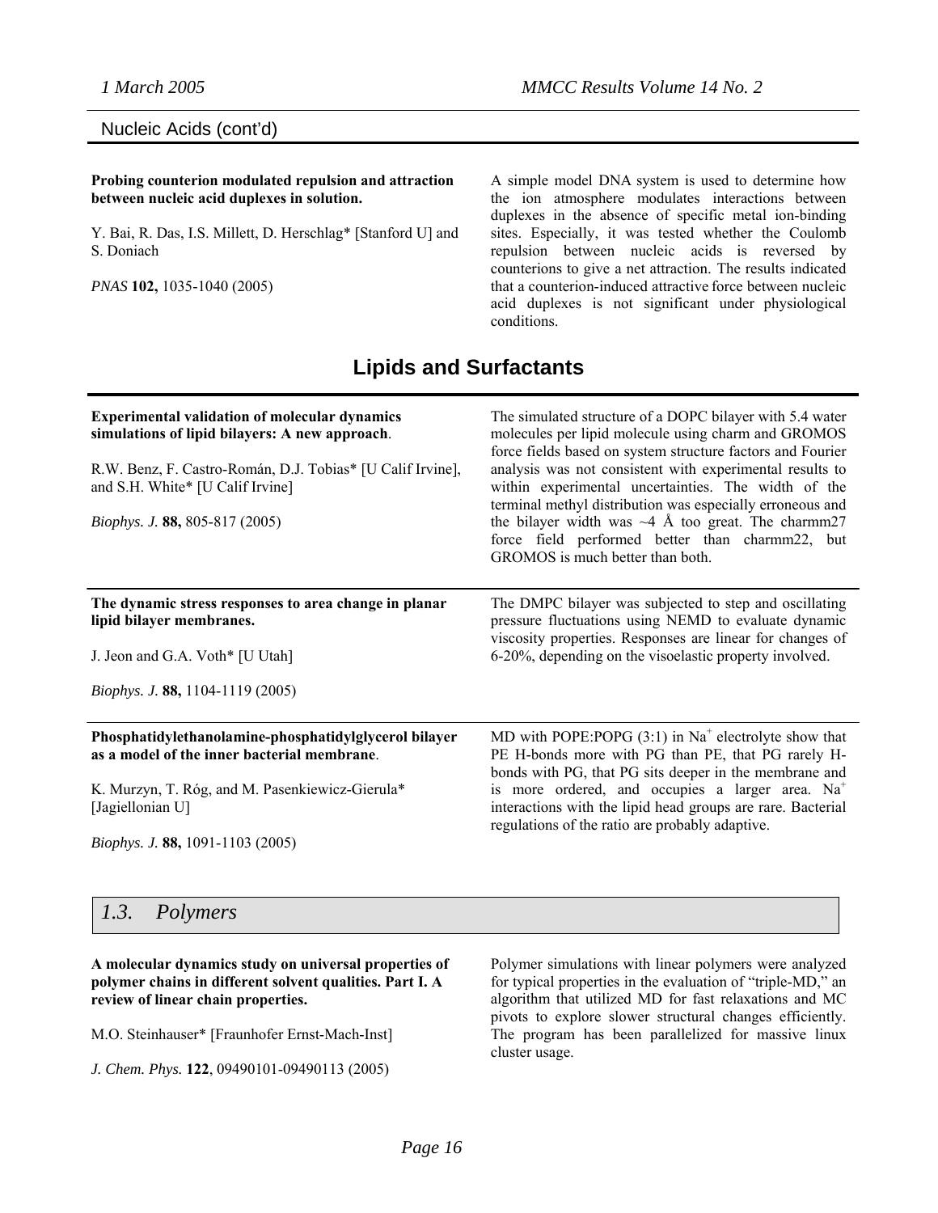Nucleic Acids (cont'd)

**Probing counterion modulated repulsion and attraction between nucleic acid duplexes in solution.**

Y. Bai, R. Das, I.S. Millett, D. Herschlag* [Stanford U] and S. Doniach

*PNAS* **102,** 1035-1040 (2005)

A simple model DNA system is used to determine how the ion atmosphere modulates interactions between duplexes in the absence of specific metal ion-binding sites. Especially, it was tested whether the Coulomb repulsion between nucleic acids is reversed by counterions to give a net attraction. The results indicated that a counterion-induced attractive force between nucleic acid duplexes is not significant under physiological conditions.

## Lipids and Surfactants

**Experimental validation of molecular dynamics simulations of lipid bilayers: A new approach**.

R.W. Benz, F. Castro-Román, D.J. Tobias* [U Calif Irvine], and S.H. White* [U Calif Irvine]

*Biophys. J.* **88,** 805-817 (2005)

The simulated structure of a DOPC bilayer with 5.4 water molecules per lipid molecule using charm and GROMOS force fields based on system structure factors and Fourier analysis was not consistent with experimental results to within experimental uncertainties. The width of the terminal methyl distribution was especially erroneous and the bilayer width was ~4 Å too great. The charmm27 force field performed better than charmm22, but GROMOS is much better than both.

**The dynamic stress responses to area change in planar lipid bilayer membranes.**

J. Jeon and G.A. Voth* [U Utah]

*Biophys. J.* **88,** 1104-1119 (2005)

The DMPC bilayer was subjected to step and oscillating pressure fluctuations using NEMD to evaluate dynamic viscosity properties. Responses are linear for changes of 6-20%, depending on the visoelastic property involved.

**Phosphatidylethanolamine-phosphatidylglycerol bilayer as a model of the inner bacterial membrane**.

K. Murzyn, T. Róg, and M. Pasenkiewicz-Gierula* [Jagiellonian U]

*Biophys. J.* **88,** 1091-1103 (2005)

MD with POPE:POPG (3:1) in $Na^+$ electrolyte show that PE H-bonds more with PG than PE, that PG rarely H-bonds with PG, that PG sits deeper in the membrane and is more ordered, and occupies a larger area. $Na^+$ interactions with the lipid head groups are rare. Bacterial regulations of the ratio are probably adaptive.

## *1.3. Polymers*

**A molecular dynamics study on universal properties of polymer chains in different solvent qualities. Part I. A review of linear chain properties.**

M.O. Steinhauser* [Fraunhofer Ernst-Mach-Inst]

*J. Chem. Phys.* **122**, 09490101-09490113 (2005)

Polymer simulations with linear polymers were analyzed for typical properties in the evaluation of "triple-MD," an algorithm that utilized MD for fast relaxations and MC pivots to explore slower structural changes efficiently. The program has been parallelized for massive linux cluster usage.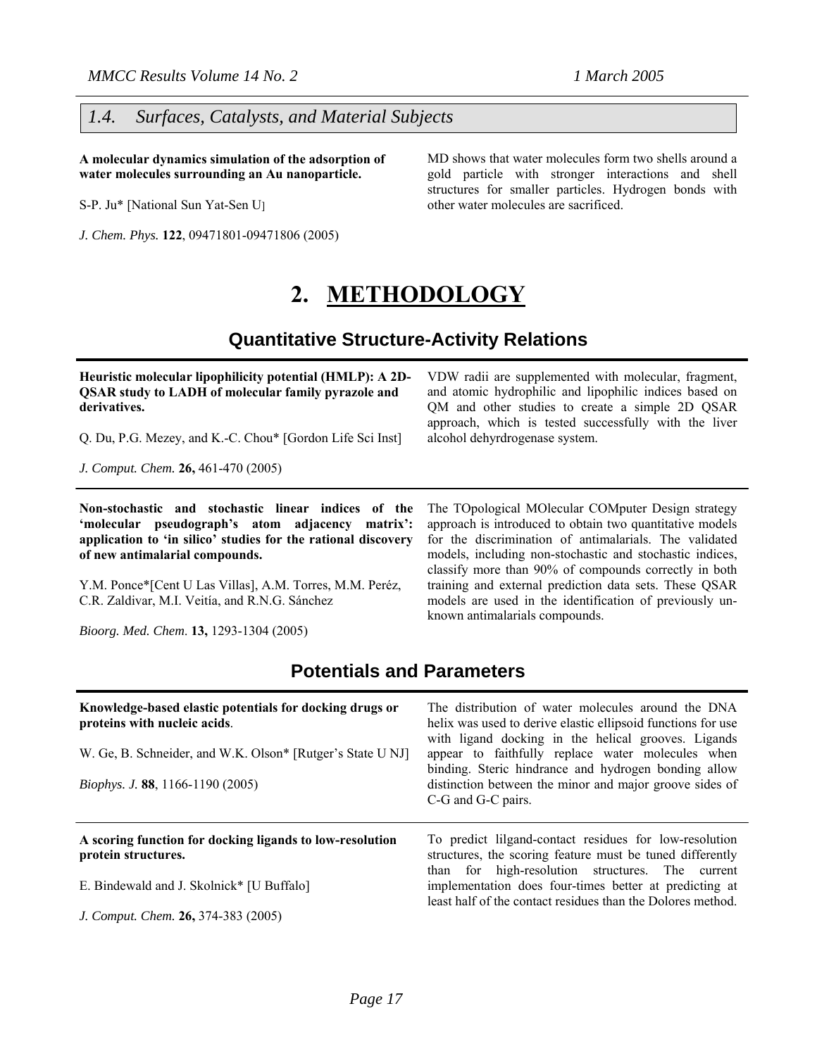### 1.4. Surfaces, Catalysts, and Material Subjects

**A molecular dynamics simulation of the adsorption of water molecules surrounding an Au nanoparticle.**

S-P. Ju* [National Sun Yat-Sen U]

*J. Chem. Phys.* **122**, 09471801-09471806 (2005)

MD shows that water molecules form two shells around a gold particle with stronger interactions and shell structures for smaller particles. Hydrogen bonds with other water molecules are sacrificed.

# 2. METHODOLOGY

## Quantitative Structure-Activity Relations

**Heuristic molecular lipophilicity potential (HMLP): A 2D-QSAR study to LADH of molecular family pyrazole and derivatives.**

Q. Du, P.G. Mezey, and K.-C. Chou* [Gordon Life Sci Inst]

*J. Comput. Chem.* **26,** 461-470 (2005)

VDW radii are supplemented with molecular, fragment, and atomic hydrophilic and lipophilic indices based on QM and other studies to create a simple 2D QSAR approach, which is tested successfully with the liver alcohol dehyrdrogenase system.

---

**Non-stochastic and stochastic linear indices of the 'molecular pseudograph's atom adjacency matrix': application to 'in silico' studies for the rational discovery of new antimalarial compounds.**

Y.M. Ponce*[Cent U Las Villas], A.M. Torres, M.M. Peréz, C.R. Zaldivar, M.I. Veitía, and R.N.G. Sánchez

*Bioorg. Med. Chem.* **13,** 1293-1304 (2005)

The TOpological MOlecular COMputer Design strategy approach is introduced to obtain two quantitative models for the discrimination of antimalarials. The validated models, including non-stochastic and stochastic indices, classify more than 90% of compounds correctly in both training and external prediction data sets. These QSAR models are used in the identification of previously unknown antimalarials compounds.

## Potentials and Parameters

**Knowledge-based elastic potentials for docking drugs or proteins with nucleic acids**.

W. Ge, B. Schneider, and W.K. Olson* [Rutger's State U NJ]

*Biophys. J.* **88**, 1166-1190 (2005)

The distribution of water molecules around the DNA helix was used to derive elastic ellipsoid functions for use with ligand docking in the helical grooves. Ligands appear to faithfully replace water molecules when binding. Steric hindrance and hydrogen bonding allow distinction between the minor and major groove sides of C-G and G-C pairs.

---

**A scoring function for docking ligands to low-resolution protein structures.**

E. Bindewald and J. Skolnick* [U Buffalo]

*J. Comput. Chem.* **26,** 374-383 (2005)

To predict lilgand-contact residues for low-resolution structures, the scoring feature must be tuned differently than for high-resolution structures. The current implementation does four-times better at predicting at least half of the contact residues than the Dolores method.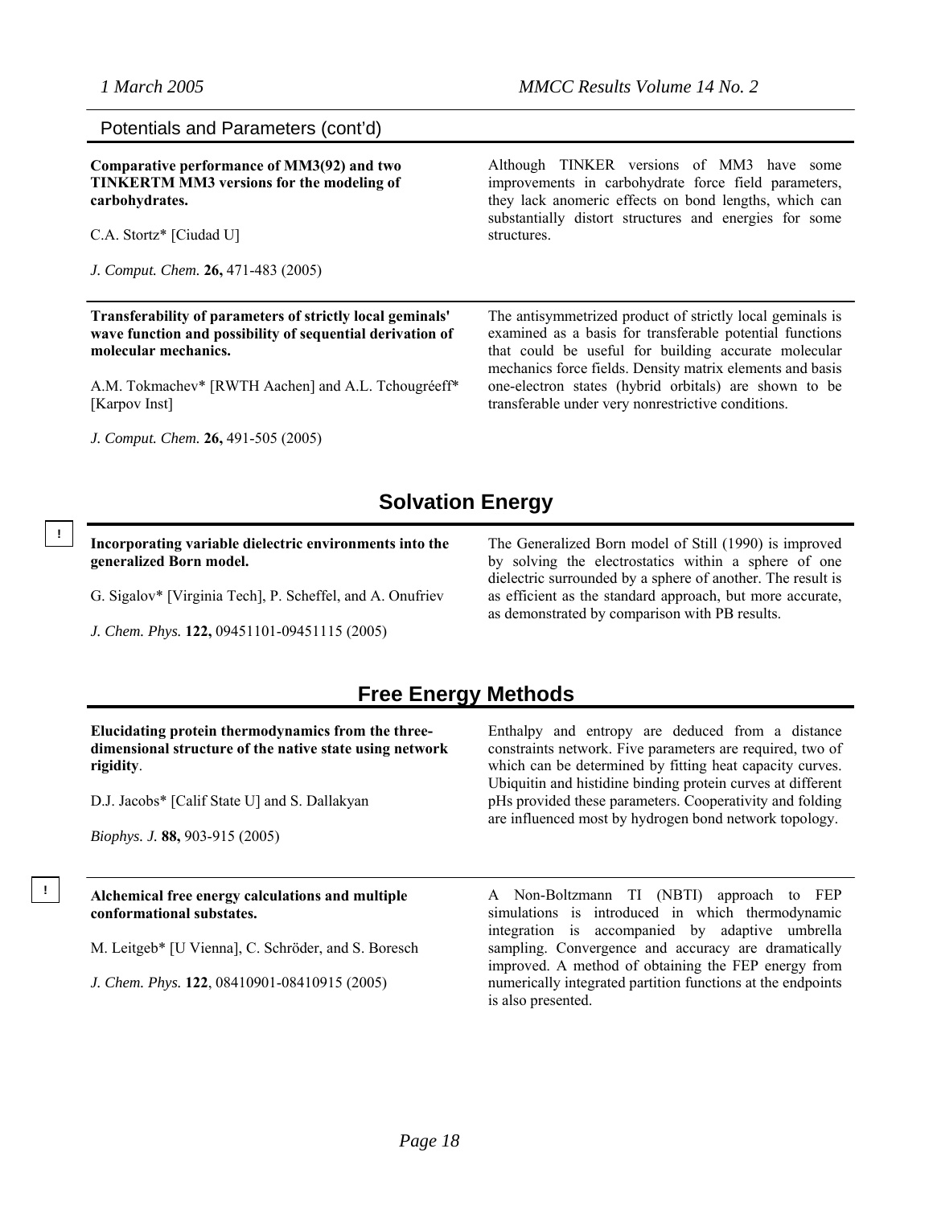## Potentials and Parameters (cont'd)

**Comparative performance of MM3(92) and two TINKERTM MM3 versions for the modeling of carbohydrates.**

C.A. Stortz* [Ciudad U]

*J. Comput. Chem.* **26,** 471-483 (2005)

Although TINKER versions of MM3 have some improvements in carbohydrate force field parameters, they lack anomeric effects on bond lengths, which can substantially distort structures and energies for some structures.

---

**Transferability of parameters of strictly local geminals' wave function and possibility of sequential derivation of molecular mechanics.**

A.M. Tokmachev* [RWTH Aachen] and A.L. Tchougréeff* [Karpov Inst]

*J. Comput. Chem.* **26,** 491-505 (2005)

The antisymmetrized product of strictly local geminals is examined as a basis for transferable potential functions that could be useful for building accurate molecular mechanics force fields. Density matrix elements and basis one-electron states (hybrid orbitals) are shown to be transferable under very nonrestrictive conditions.

## Solvation Energy

!

**Incorporating variable dielectric environments into the generalized Born model.**

G. Sigalov* [Virginia Tech], P. Scheffel, and A. Onufriev

*J. Chem. Phys.* **122,** 09451101-09451115 (2005)

The Generalized Born model of Still (1990) is improved by solving the electrostatics within a sphere of one dielectric surrounded by a sphere of another. The result is as efficient as the standard approach, but more accurate, as demonstrated by comparison with PB results.

## Free Energy Methods

**Elucidating protein thermodynamics from the three-dimensional structure of the native state using network rigidity**.

D.J. Jacobs* [Calif State U] and S. Dallakyan

*Biophys. J.* **88,** 903-915 (2005)

Enthalpy and entropy are deduced from a distance constraints network. Five parameters are required, two of which can be determined by fitting heat capacity curves. Ubiquitin and histidine binding protein curves at different pHs provided these parameters. Cooperativity and folding are influenced most by hydrogen bond network topology.

---

!

**Alchemical free energy calculations and multiple conformational substates.**

M. Leitgeb* [U Vienna], C. Schröder, and S. Boresch

*J. Chem. Phys.* **122**, 08410901-08410915 (2005)

A Non-Boltzmann TI (NBTI) approach to FEP simulations is introduced in which thermodynamic integration is accompanied by adaptive umbrella sampling. Convergence and accuracy are dramatically improved. A method of obtaining the FEP energy from numerically integrated partition functions at the endpoints is also presented.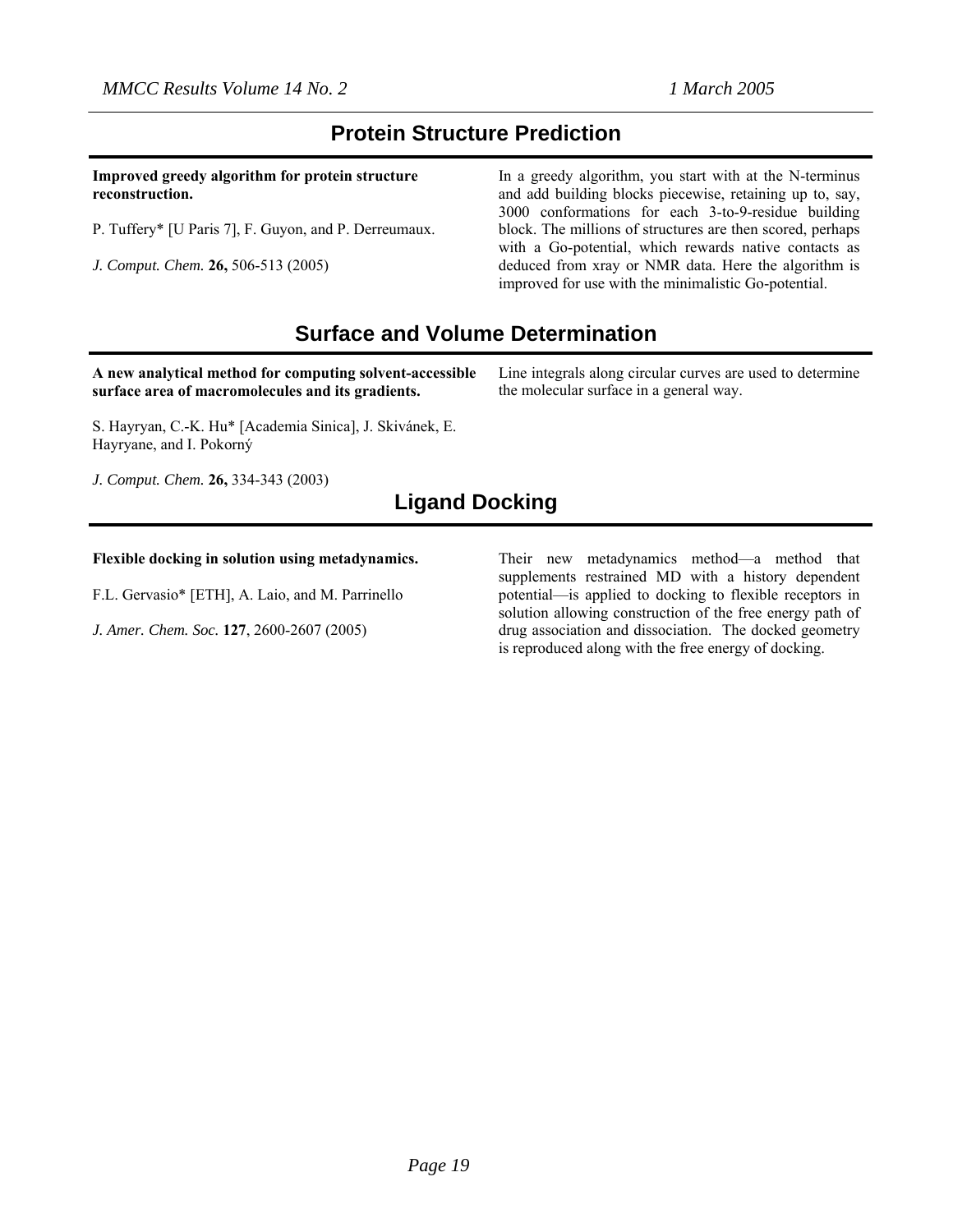## Protein Structure Prediction

**Improved greedy algorithm for protein structure reconstruction.**

P. Tuffery* [U Paris 7], F. Guyon, and P. Derreumaux.

*J. Comput. Chem.* **26,** 506-513 (2005)

In a greedy algorithm, you start with at the N-terminus and add building blocks piecewise, retaining up to, say, 3000 conformations for each 3-to-9-residue building block. The millions of structures are then scored, perhaps with a Go-potential, which rewards native contacts as deduced from xray or NMR data. Here the algorithm is improved for use with the minimalistic Go-potential.

## Surface and Volume Determination

**A new analytical method for computing solvent-accessible surface area of macromolecules and its gradients.**

S. Hayryan, C.-K. Hu* [Academia Sinica], J. Skivánek, E. Hayryane, and I. Pokorný

*J. Comput. Chem.* **26,** 334-343 (2003)

Line integrals along circular curves are used to determine the molecular surface in a general way.

## Ligand Docking

**Flexible docking in solution using metadynamics.**

F.L. Gervasio* [ETH], A. Laio, and M. Parrinello

*J. Amer. Chem. Soc.* **127**, 2600-2607 (2005)

Their new metadynamics method—a method that supplements restrained MD with a history dependent potential—is applied to docking to flexible receptors in solution allowing construction of the free energy path of drug association and dissociation. The docked geometry is reproduced along with the free energy of docking.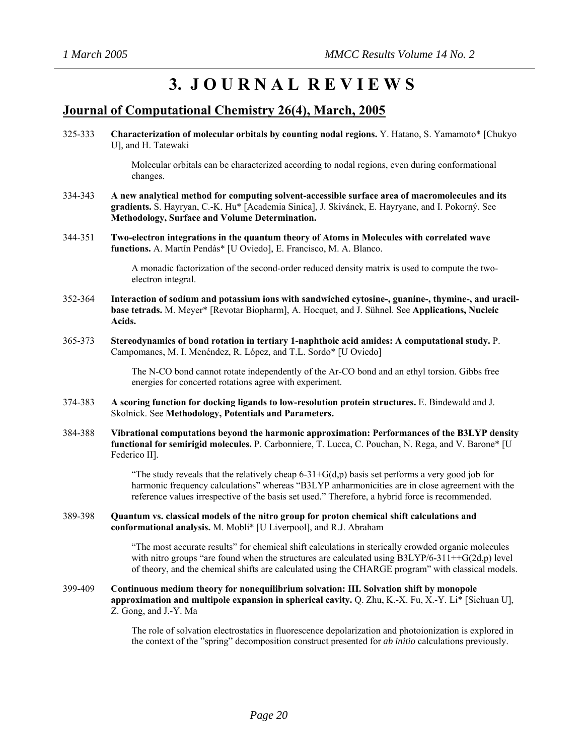# 3. JOURNAL REVIEWS

## Journal of Computational Chemistry 26(4), March, 2005

325-333 **Characterization of molecular orbitals by counting nodal regions.** Y. Hatano, S. Yamamoto* [Chukyo U], and H. Tatewaki

> Molecular orbitals can be characterized according to nodal regions, even during conformational changes.

334-343 **A new analytical method for computing solvent-accessible surface area of macromolecules and its gradients.** S. Hayryan, C.-K. Hu* [Academia Sinica], J. Skivánek, E. Hayryane, and I. Pokorný. See **Methodology, Surface and Volume Determination.**

344-351 **Two-electron integrations in the quantum theory of Atoms in Molecules with correlated wave functions.** A. Martín Pendás* [U Oviedo], E. Francisco, M. A. Blanco.

> A monadic factorization of the second-order reduced density matrix is used to compute the two-electron integral.

352-364 **Interaction of sodium and potassium ions with sandwiched cytosine-, guanine-, thymine-, and uracil-base tetrads.** M. Meyer* [Revotar Biopharm], A. Hocquet, and J. Sühnel. See **Applications, Nucleic Acids.**

365-373 **Stereodynamics of bond rotation in tertiary 1-naphthoic acid amides: A computational study.** P. Campomanes, M. I. Menéndez, R. López, and T.L. Sordo* [U Oviedo]

> The N-CO bond cannot rotate independently of the Ar-CO bond and an ethyl torsion. Gibbs free energies for concerted rotations agree with experiment.

374-383 **A scoring function for docking ligands to low-resolution protein structures.** E. Bindewald and J. Skolnick. See **Methodology, Potentials and Parameters.**

384-388 **Vibrational computations beyond the harmonic approximation: Performances of the B3LYP density functional for semirigid molecules.** P. Carbonniere, T. Lucca, C. Pouchan, N. Rega, and V. Barone* [U Federico II].

> "The study reveals that the relatively cheap 6-31+G(d,p) basis set performs a very good job for harmonic frequency calculations" whereas "B3LYP anharmonicities are in close agreement with the reference values irrespective of the basis set used." Therefore, a hybrid force is recommended.

389-398 **Quantum vs. classical models of the nitro group for proton chemical shift calculations and conformational analysis.** M. Mobli* [U Liverpool], and R.J. Abraham

> "The most accurate results" for chemical shift calculations in sterically crowded organic molecules with nitro groups "are found when the structures are calculated using B3LYP/6-311++G(2d,p) level of theory, and the chemical shifts are calculated using the CHARGE program" with classical models.

399-409 **Continuous medium theory for nonequilibrium solvation: III. Solvation shift by monopole approximation and multipole expansion in spherical cavity.** Q. Zhu, K.-X. Fu, X.-Y. Li* [Sichuan U], Z. Gong, and J.-Y. Ma

> The role of solvation electrostatics in fluorescence depolarization and photoionization is explored in the context of the "spring" decomposition construct presented for *ab initio* calculations previously.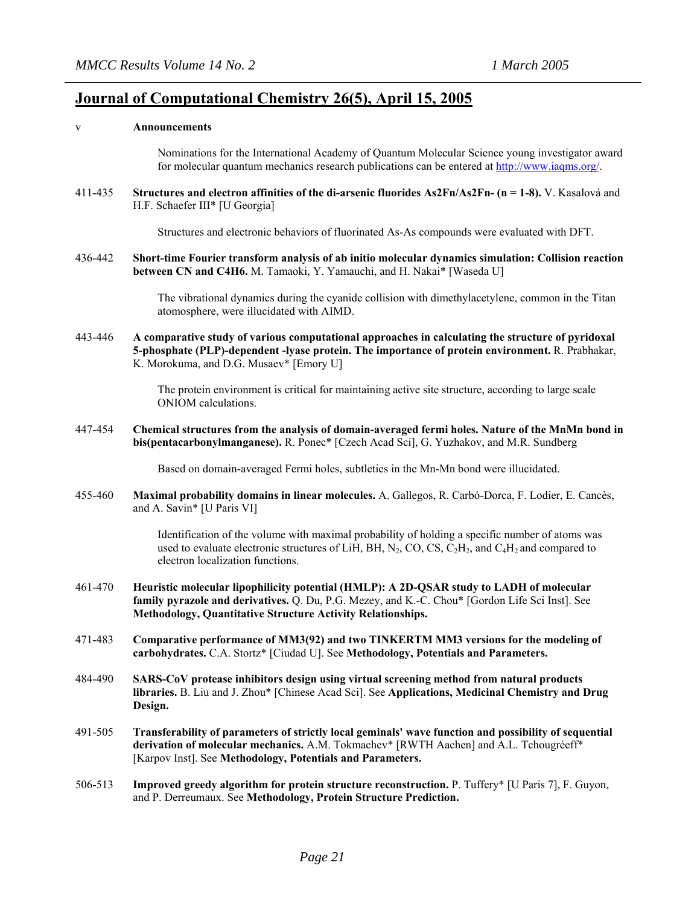## Journal of Computational Chemistry 26(5), April 15, 2005

v **Announcements**

Nominations for the International Academy of Quantum Molecular Science young investigator award for molecular quantum mechanics research publications can be entered at http://www.iaqms.org/.

411-435 **Structures and electron affinities of the di-arsenic fluorides As2Fn/As2Fn- (n = 1-8).** V. Kasalová and H.F. Schaefer III* [U Georgia]

Structures and electronic behaviors of fluorinated As-As compounds were evaluated with DFT.

436-442 **Short-time Fourier transform analysis of ab initio molecular dynamics simulation: Collision reaction between CN and C4H6.** M. Tamaoki, Y. Yamauchi, and H. Nakai* [Waseda U]

The vibrational dynamics during the cyanide collision with dimethylacetylene, common in the Titan atomosphere, were illucidated with AIMD.

443-446 **A comparative study of various computational approaches in calculating the structure of pyridoxal 5-phosphate (PLP)-dependent -lyase protein. The importance of protein environment.** R. Prabhakar, K. Morokuma, and D.G. Musaev* [Emory U]

The protein environment is critical for maintaining active site structure, according to large scale ONIOM calculations.

447-454 **Chemical structures from the analysis of domain-averaged fermi holes. Nature of the MnMn bond in bis(pentacarbonylmanganese).** R. Ponec* [Czech Acad Sci], G. Yuzhakov, and M.R. Sundberg

Based on domain-averaged Fermi holes, subtleties in the Mn-Mn bond were illucidated.

455-460 **Maximal probability domains in linear molecules.** A. Gallegos, R. Carbó-Dorca, F. Lodier, E. Cancès, and A. Savin* [U Paris VI]

Identification of the volume with maximal probability of holding a specific number of atoms was used to evaluate electronic structures of LiH, BH, $N_2$, CO, CS, $C_2H_2$, and $C_4H_2$ and compared to electron localization functions.

461-470 **Heuristic molecular lipophilicity potential (HMLP): A 2D-QSAR study to LADH of molecular family pyrazole and derivatives.** Q. Du, P.G. Mezey, and K.-C. Chou* [Gordon Life Sci Inst]. See **Methodology, Quantitative Structure Activity Relationships.**

471-483 **Comparative performance of MM3(92) and two TINKERTM MM3 versions for the modeling of carbohydrates.** C.A. Stortz* [Ciudad U]. See **Methodology, Potentials and Parameters.**

484-490 **SARS-CoV protease inhibitors design using virtual screening method from natural products libraries.** B. Liu and J. Zhou* [Chinese Acad Sci]. See **Applications, Medicinal Chemistry and Drug Design.**

491-505 **Transferability of parameters of strictly local geminals' wave function and possibility of sequential derivation of molecular mechanics.** A.M. Tokmachev* [RWTH Aachen] and A.L. Tchougréeff* [Karpov Inst]. See **Methodology, Potentials and Parameters.**

506-513 **Improved greedy algorithm for protein structure reconstruction.** P. Tuffery* [U Paris 7], F. Guyon, and P. Derreumaux. See **Methodology, Protein Structure Prediction.**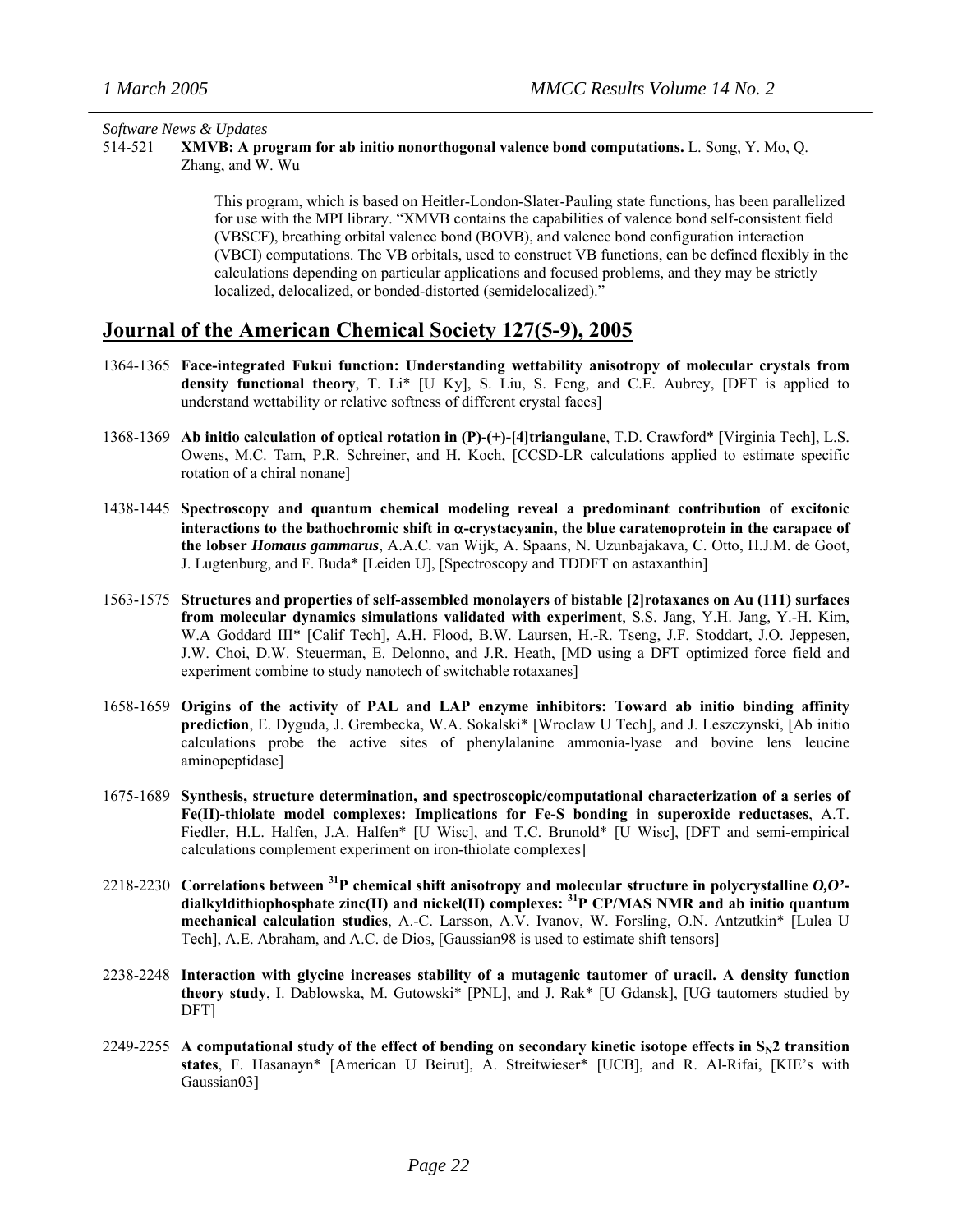*Software News & Updates*

514-521 **XMVB: A program for ab initio nonorthogonal valence bond computations.** L. Song, Y. Mo, Q. Zhang, and W. Wu

> This program, which is based on Heitler-London-Slater-Pauling state functions, has been parallelized for use with the MPI library. "XMVB contains the capabilities of valence bond self-consistent field (VBSCF), breathing orbital valence bond (BOVB), and valence bond configuration interaction (VBCI) computations. The VB orbitals, used to construct VB functions, can be defined flexibly in the calculations depending on particular applications and focused problems, and they may be strictly localized, delocalized, or bonded-distorted (semidelocalized)."

## Journal of the American Chemical Society 127(5-9), 2005

1364-1365 **Face-integrated Fukui function: Understanding wettability anisotropy of molecular crystals from density functional theory**, T. Li* [U Ky], S. Liu, S. Feng, and C.E. Aubrey, [DFT is applied to understand wettability or relative softness of different crystal faces]

1368-1369 **Ab initio calculation of optical rotation in (P)-(+)-[4]triangulane**, T.D. Crawford* [Virginia Tech], L.S. Owens, M.C. Tam, P.R. Schreiner, and H. Koch, [CCSD-LR calculations applied to estimate specific rotation of a chiral nonane]

1438-1445 **Spectroscopy and quantum chemical modeling reveal a predominant contribution of excitonic interactions to the bathochromic shift in α-crystacyanin, the blue caratenoprotein in the carapace of the lobser *Homaus gammarus***, A.A.C. van Wijk, A. Spaans, N. Uzunbajakava, C. Otto, H.J.M. de Goot, J. Lugtenburg, and F. Buda* [Leiden U], [Spectroscopy and TDDFT on astaxanthin]

1563-1575 **Structures and properties of self-assembled monolayers of bistable [2]rotaxanes on Au (111) surfaces from molecular dynamics simulations validated with experiment**, S.S. Jang, Y.H. Jang, Y.-H. Kim, W.A Goddard III* [Calif Tech], A.H. Flood, B.W. Laursen, H.-R. Tseng, J.F. Stoddart, J.O. Jeppesen, J.W. Choi, D.W. Steuerman, E. Delonno, and J.R. Heath, [MD using a DFT optimized force field and experiment combine to study nanotech of switchable rotaxanes]

1658-1659 **Origins of the activity of PAL and LAP enzyme inhibitors: Toward ab initio binding affinity prediction**, E. Dyguda, J. Grembecka, W.A. Sokalski* [Wroclaw U Tech], and J. Leszczynski, [Ab initio calculations probe the active sites of phenylalanine ammonia-lyase and bovine lens leucine aminopeptidase]

1675-1689 **Synthesis, structure determination, and spectroscopic/computational characterization of a series of Fe(II)-thiolate model complexes: Implications for Fe-S bonding in superoxide reductases**, A.T. Fiedler, H.L. Halfen, J.A. Halfen* [U Wisc], and T.C. Brunold* [U Wisc], [DFT and semi-empirical calculations complement experiment on iron-thiolate complexes]

2218-2230 **Correlations between $^{31}$P chemical shift anisotropy and molecular structure in polycrystalline *O,O'*-dialkyldithiophosphate zinc(II) and nickel(II) complexes: $^{31}$P CP/MAS NMR and ab initio quantum mechanical calculation studies**, A.-C. Larsson, A.V. Ivanov, W. Forsling, O.N. Antzutkin* [Lulea U Tech], A.E. Abraham, and A.C. de Dios, [Gaussian98 is used to estimate shift tensors]

2238-2248 **Interaction with glycine increases stability of a mutagenic tautomer of uracil. A density function theory study**, I. Dablowska, M. Gutowski* [PNL], and J. Rak* [U Gdansk], [UG tautomers studied by DFT]

2249-2255 **A computational study of the effect of bending on secondary kinetic isotope effects in $S_N2$ transition states**, F. Hasanayn* [American U Beirut], A. Streitwieser* [UCB], and R. Al-Rifai, [KIE's with Gaussian03]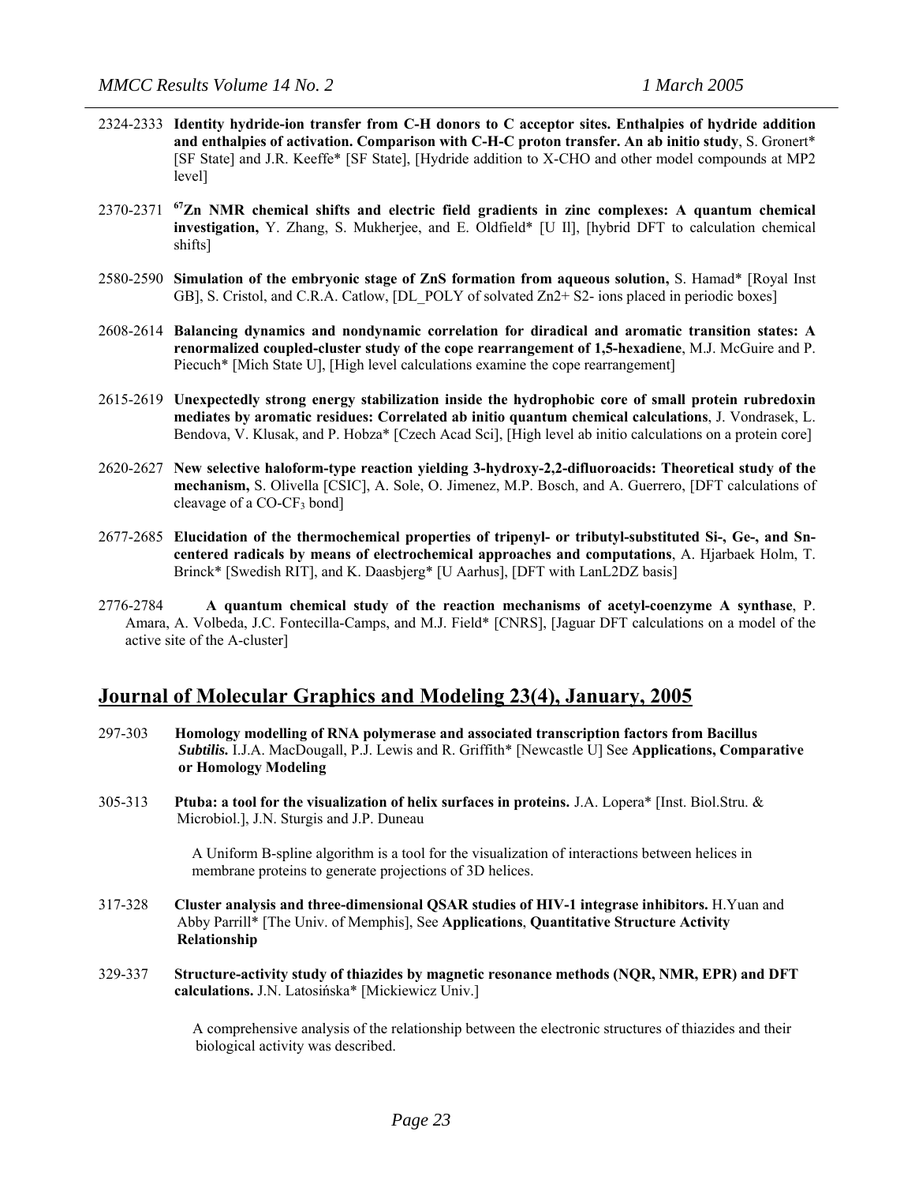2324-2333 **Identity hydride-ion transfer from C-H donors to C acceptor sites. Enthalpies of hydride addition and enthalpies of activation. Comparison with C-H-C proton transfer. An ab initio study**, S. Gronert* [SF State] and J.R. Keeffe* [SF State], [Hydride addition to X-CHO and other model compounds at MP2 level]

2370-2371 **$^{67}$Zn NMR chemical shifts and electric field gradients in zinc complexes: A quantum chemical investigation,** Y. Zhang, S. Mukherjee, and E. Oldfield* [U Il], [hybrid DFT to calculation chemical shifts]

2580-2590 **Simulation of the embryonic stage of ZnS formation from aqueous solution,** S. Hamad* [Royal Inst GB], S. Cristol, and C.R.A. Catlow, [DL_POLY of solvated Zn2+ S2- ions placed in periodic boxes]

2608-2614 **Balancing dynamics and nondynamic correlation for diradical and aromatic transition states: A renormalized coupled-cluster study of the cope rearrangement of 1,5-hexadiene**, M.J. McGuire and P. Piecuch* [Mich State U], [High level calculations examine the cope rearrangement]

2615-2619 **Unexpectedly strong energy stabilization inside the hydrophobic core of small protein rubredoxin mediates by aromatic residues: Correlated ab initio quantum chemical calculations**, J. Vondrasek, L. Bendova, V. Klusak, and P. Hobza* [Czech Acad Sci], [High level ab initio calculations on a protein core]

2620-2627 **New selective haloform-type reaction yielding 3-hydroxy-2,2-difluoroacids: Theoretical study of the mechanism,** S. Olivella [CSIC], A. Sole, O. Jimenez, M.P. Bosch, and A. Guerrero, [DFT calculations of cleavage of a CO-$CF_3$ bond]

2677-2685 **Elucidation of the thermochemical properties of tripenyl- or tributyl-substituted Si-, Ge-, and Sn-centered radicals by means of electrochemical approaches and computations**, A. Hjarbaek Holm, T. Brinck* [Swedish RIT], and K. Daasbjerg* [U Aarhus], [DFT with LanL2DZ basis]

2776-2784 **A quantum chemical study of the reaction mechanisms of acetyl-coenzyme A synthase**, P. Amara, A. Volbeda, J.C. Fontecilla-Camps, and M.J. Field* [CNRS], [Jaguar DFT calculations on a model of the active site of the A-cluster]

## Journal of Molecular Graphics and Modeling 23(4), January, 2005

297-303 **Homology modelling of RNA polymerase and associated transcription factors from Bacillus *Subtilis.*** I.J.A. MacDougall, P.J. Lewis and R. Griffith* [Newcastle U] See **Applications, Comparative or Homology Modeling**

305-313 **Ptuba: a tool for the visualization of helix surfaces in proteins.** J.A. Lopera* [Inst. Biol.Stru. & Microbiol.], J.N. Sturgis and J.P. Duneau

A Uniform B-spline algorithm is a tool for the visualization of interactions between helices in membrane proteins to generate projections of 3D helices.

317-328 **Cluster analysis and three-dimensional QSAR studies of HIV-1 integrase inhibitors.** H.Yuan and Abby Parrill* [The Univ. of Memphis], See **Applications**, **Quantitative Structure Activity Relationship**

329-337 **Structure-activity study of thiazides by magnetic resonance methods (NQR, NMR, EPR) and DFT calculations.** J.N. Latosińska* [Mickiewicz Univ.]

A comprehensive analysis of the relationship between the electronic structures of thiazides and their biological activity was described.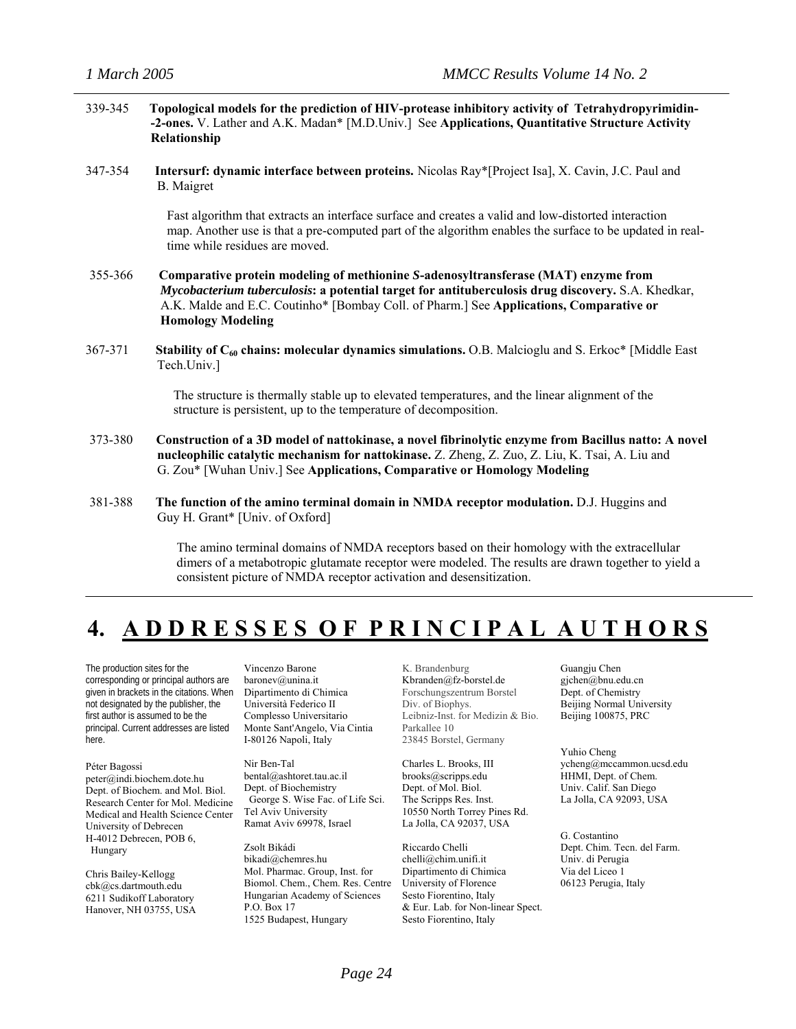339-345 **Topological models for the prediction of HIV-protease inhibitory activity of Tetrahydropyrimidin--2-ones.** V. Lather and A.K. Madan* [M.D.Univ.] See **Applications, Quantitative Structure Activity Relationship**

347-354 **Intersurf: dynamic interface between proteins.** Nicolas Ray*[Project Isa], X. Cavin, J.C. Paul and B. Maigret

Fast algorithm that extracts an interface surface and creates a valid and low-distorted interaction map. Another use is that a pre-computed part of the algorithm enables the surface to be updated in real-time while residues are moved.

355-366 **Comparative protein modeling of methionine *S*-adenosyltransferase (MAT) enzyme from *Mycobacterium tuberculosis*: a potential target for antituberculosis drug discovery.** S.A. Khedkar, A.K. Malde and E.C. Coutinho* [Bombay Coll. of Pharm.] See **Applications, Comparative or Homology Modeling**

367-371 **Stability of $C_{60}$ chains: molecular dynamics simulations.** O.B. Malcioglu and S. Erkoc* [Middle East Tech.Univ.]

The structure is thermally stable up to elevated temperatures, and the linear alignment of the structure is persistent, up to the temperature of decomposition.

373-380 **Construction of a 3D model of nattokinase, a novel fibrinolytic enzyme from Bacillus natto: A novel nucleophilic catalytic mechanism for nattokinase.** Z. Zheng, Z. Zuo, Z. Liu, K. Tsai, A. Liu and G. Zou* [Wuhan Univ.] See **Applications, Comparative or Homology Modeling**

381-388 **The function of the amino terminal domain in NMDA receptor modulation.** D.J. Huggins and Guy H. Grant* [Univ. of Oxford]

The amino terminal domains of NMDA receptors based on their homology with the extracellular dimers of a metabotropic glutamate receptor were modeled. The results are drawn together to yield a consistent picture of NMDA receptor activation and desensitization.

# 4. ADDRESSES OF PRINCIPAL AUTHORS

The production sites for the corresponding or principal authors are given in brackets in the citations. When not designated by the publisher, the first author is assumed to be the principal. Current addresses are listed here.

Péter Bagossi
peter@indi.biochem.dote.hu
Dept. of Biochem. and Mol. Biol.
Research Center for Mol. Medicine
Medical and Health Science Center
University of Debrecen
H-4012 Debrecen, POB 6,
Hungary

Chris Bailey-Kellogg
cbk@cs.dartmouth.edu
6211 Sudikoff Laboratory
Hanover, NH 03755, USA

Vincenzo Barone
baronev@unina.it
Dipartimento di Chimica
Università Federico II
Complesso Universitario
Monte Sant'Angelo, Via Cintia
I-80126 Napoli, Italy

Nir Ben-Tal
bental@ashtoret.tau.ac.il
Dept. of Biochemistry
George S. Wise Fac. of Life Sci.
Tel Aviv University
Ramat Aviv 69978, Israel

Zsolt Bikádi
bikadi@chemres.hu
Mol. Pharmac. Group, Inst. for Biomol. Chem., Chem. Res. Centre
Hungarian Academy of Sciences
P.O. Box 17
1525 Budapest, Hungary

K. Brandenburg
Kbranden@fz-borstel.de
Forschungszentrum Borstel
Div. of Biophys.
Leibniz-Inst. for Medizin & Bio.
Parkallee 10
23845 Borstel, Germany

Charles L. Brooks, III
brooks@scripps.edu
Dept. of Mol. Biol.
The Scripps Res. Inst.
10550 North Torrey Pines Rd.
La Jolla, CA 92037, USA

Riccardo Chelli
chelli@chim.unifi.it
Dipartimento di Chimica
University of Florence
Sesto Fiorentino, Italy
& Eur. Lab. for Non-linear Spect.
Sesto Fiorentino, Italy

Guangju Chen
gjchen@bnu.edu.cn
Dept. of Chemistry
Beijing Normal University
Beijing 100875, PRC

Yuhio Cheng
ycheng@mccammon.ucsd.edu
HHMI, Dept. of Chem.
Univ. Calif. San Diego
La Jolla, CA 92093, USA

G. Costantino
Dept. Chim. Tecn. del Farm.
Univ. di Perugia
Via del Liceo 1
06123 Perugia, Italy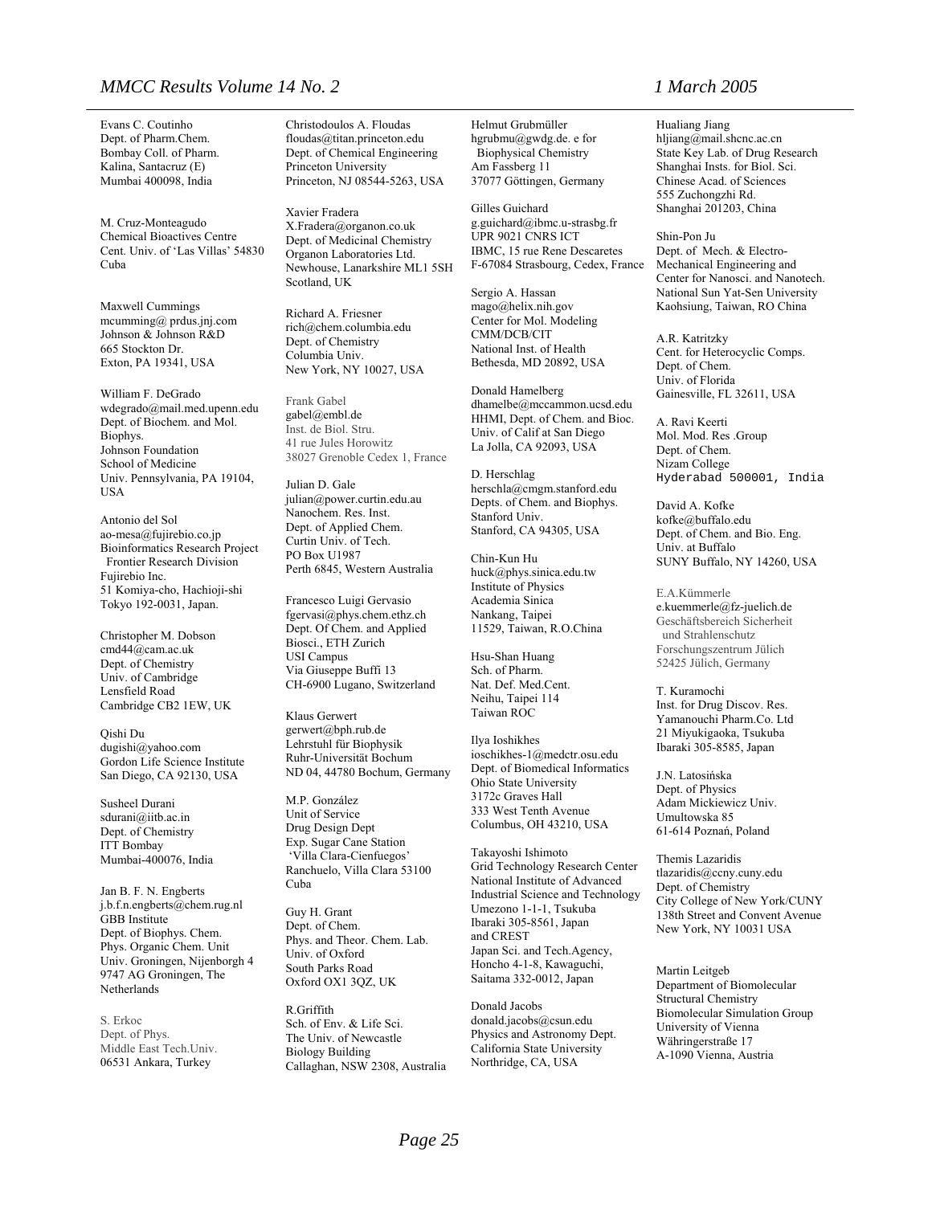Evans C. Coutinho
Dept. of Pharm.Chem.
Bombay Coll. of Pharm.
Kalina, Santacruz (E)
Mumbai 400098, India

M. Cruz-Monteagudo
Chemical Bioactives Centre
Cent. Univ. of 'Las Villas' 54830
Cuba

Maxwell Cummings
mcumming@ prdus.jnj.com
Johnson & Johnson R&D
665 Stockton Dr.
Exton, PA 19341, USA

William F. DeGrado
wdegrado@mail.med.upenn.edu
Dept. of Biochem. and Mol. Biophys.
Johnson Foundation
School of Medicine
Univ. Pennsylvania, PA 19104, USA

Antonio del Sol
ao-mesa@fujirebio.co.jp
Bioinformatics Research Project
Frontier Research Division
Fujirebio Inc.
51 Komiya-cho, Hachioji-shi
Tokyo 192-0031, Japan.

Christopher M. Dobson
cmd44@cam.ac.uk
Dept. of Chemistry
Univ. of Cambridge
Lensfield Road
Cambridge CB2 1EW, UK

Qishi Du
dugishi@yahoo.com
Gordon Life Science Institute
San Diego, CA 92130, USA

Susheel Durani
sdurani@iitb.ac.in
Dept. of Chemistry
ITT Bombay
Mumbai-400076, India

Jan B. F. N. Engberts
j.b.f.n.engberts@chem.rug.nl
GBB Institute
Dept. of Biophys. Chem.
Phys. Organic Chem. Unit
Univ. Groningen, Nijenborgh 4
9747 AG Groningen, The Netherlands

S. Erkoc
Dept. of Phys.
Middle East Tech.Univ.
06531 Ankara, Turkey

Christodoulos A. Floudas
floudas@titan.princeton.edu
Dept. of Chemical Engineering
Princeton University
Princeton, NJ 08544-5263, USA

Xavier Fradera
X.Fradera@organon.co.uk
Dept. of Medicinal Chemistry
Organon Laboratories Ltd.
Newhouse, Lanarkshire ML1 5SH
Scotland, UK

Richard A. Friesner
rich@chem.columbia.edu
Dept. of Chemistry
Columbia Univ.
New York, NY 10027, USA

Frank Gabel
gabel@embl.de
Inst. de Biol. Stru.
41 rue Jules Horowitz
38027 Grenoble Cedex 1, France

Julian D. Gale
julian@power.curtin.edu.au
Nanochem. Res. Inst.
Dept. of Applied Chem.
Curtin Univ. of Tech.
PO Box U1987
Perth 6845, Western Australia

Francesco Luigi Gervasio
fgervasi@phys.chem.ethz.ch
Dept. Of Chem. and Applied Biosci., ETH Zurich
USI Campus
Via Giuseppe Buffi 13
CH-6900 Lugano, Switzerland

Klaus Gerwert
gerwert@bph.rub.de
Lehrstuhl für Biophysik
Ruhr-Universität Bochum
ND 04, 44780 Bochum, Germany

M.P. González
Unit of Service
Drug Design Dept
Exp. Sugar Cane Station
'Villa Clara-Cienfuegos'
Ranchuelo, Villa Clara 53100
Cuba

Guy H. Grant
Dept. of Chem.
Phys. and Theor. Chem. Lab.
Univ. of Oxford
South Parks Road
Oxford OX1 3QZ, UK

R.Griffith
Sch. of Env. & Life Sci.
The Univ. of Newcastle
Biology Building
Callaghan, NSW 2308, Australia

Helmut Grubmüller
hgrubmu@gwdg.de. e for
Biophysical Chemistry
Am Fassberg 11
37077 Göttingen, Germany

Gilles Guichard
g.guichard@ibmc.u-strasbg.fr
UPR 9021 CNRS ICT
IBMC, 15 rue Rene Descaretes
F-67084 Strasbourg, Cedex, France

Sergio A. Hassan
mago@helix.nih.gov
Center for Mol. Modeling
CMM/DCB/CIT
National Inst. of Health
Bethesda, MD 20892, USA

Donald Hamelberg
dhamelbe@mccammon.ucsd.edu
HHMI, Dept. of Chem. and Bioc.
Univ. of Calif at San Diego
La Jolla, CA 92093, USA

D. Herschlag
herschla@cmgm.stanford.edu
Depts. of Chem. and Biophys.
Stanford Univ.
Stanford, CA 94305, USA

Chin-Kun Hu
huck@phys.sinica.edu.tw
Institute of Physics
Academia Sinica
Nankang, Taipei
11529, Taiwan, R.O.China

Hsu-Shan Huang
Sch. of Pharm.
Nat. Def. Med.Cent.
Neihu, Taipei 114
Taiwan ROC

Ilya Ioshikhes
ioschikhes-1@medctr.osu.edu
Dept. of Biomedical Informatics
Ohio State University
3172c Graves Hall
333 West Tenth Avenue
Columbus, OH 43210, USA

Takayoshi Ishimoto
Grid Technology Research Center
National Institute of Advanced Industrial Science and Technology
Umezono 1-1-1, Tsukuba
Ibaraki 305-8561, Japan
and CREST
Japan Sci. and Tech.Agency,
Honcho 4-1-8, Kawaguchi,
Saitama 332-0012, Japan

Donald Jacobs
donald.jacobs@csun.edu
Physics and Astronomy Dept.
California State University
Northridge, CA, USA

Hualiang Jiang
hljiang@mail.shcnc.ac.cn
State Key Lab. of Drug Research
Shanghai Insts. for Biol. Sci.
Chinese Acad. of Sciences
555 Zuchongzhi Rd.
Shanghai 201203, China

Shin-Pon Ju
Dept. of Mech. & Electro-Mechanical Engineering and Center for Nanosci. and Nanotech.
National Sun Yat-Sen University
Kaohsiung, Taiwan, RO China

A.R. Katritzky
Cent. for Heterocyclic Comps.
Dept. of Chem.
Univ. of Florida
Gainesville, FL 32611, USA

A. Ravi Keerti
Mol. Mod. Res .Group
Dept. of Chem.
Nizam College
Hyderabad 500001, India

David A. Kofke
kofke@buffalo.edu
Dept. of Chem. and Bio. Eng.
Univ. at Buffalo
SUNY Buffalo, NY 14260, USA

E.A.Kümmerle
e.kuemmerle@fz-juelich.de
Geschäftsbereich Sicherheit und Strahlenschutz
Forschungszentrum Jülich
52425 Jülich, Germany

T. Kuramochi
Inst. for Drug Discov. Res.
Yamanouchi Pharm.Co. Ltd
21 Miyukigaoka, Tsukuba
Ibaraki 305-8585, Japan

J.N. Latosińska
Dept. of Physics
Adam Mickiewicz Univ.
Umultowska 85
61-614 Poznań, Poland

Themis Lazaridis
tlazaridis@ccny.cuny.edu
Dept. of Chemistry
City College of New York/CUNY
138th Street and Convent Avenue
New York, NY 10031 USA

Martin Leitgeb
Department of Biomolecular Structural Chemistry
Biomolecular Simulation Group
University of Vienna
Währingerstraße 17
A-1090 Vienna, Austria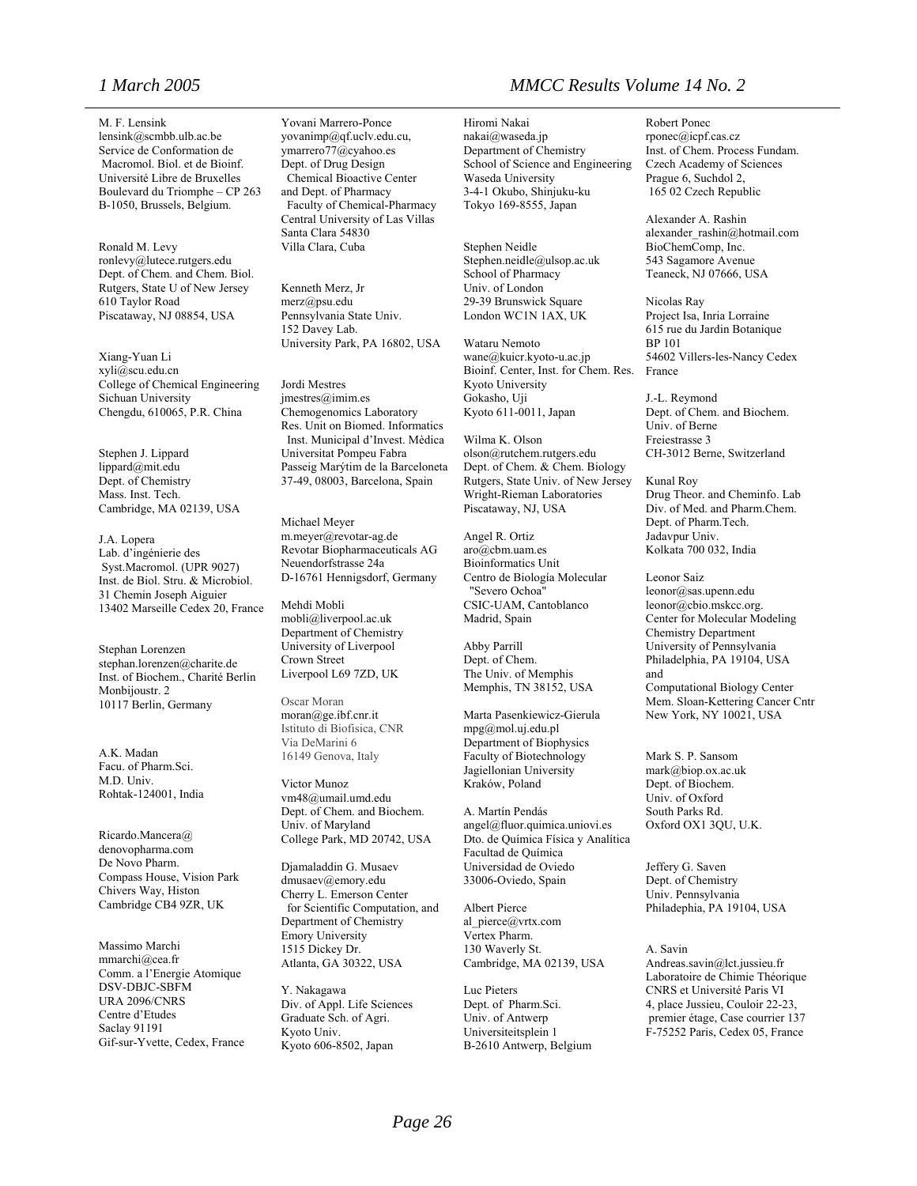M. F. Lensink
lensink@scmbb.ulb.ac.be
Service de Conformation de
Macromol. Biol. et de Bioinf.
Université Libre de Bruxelles
Boulevard du Triomphe – CP 263
B-1050, Brussels, Belgium.

Ronald M. Levy
ronlevy@lutece.rutgers.edu
Dept. of Chem. and Chem. Biol.
Rutgers, State U of New Jersey
610 Taylor Road
Piscataway, NJ 08854, USA

Xiang-Yuan Li
xyli@scu.edu.cn
College of Chemical Engineering
Sichuan University
Chengdu, 610065, P.R. China

Stephen J. Lippard
lippard@mit.edu
Dept. of Chemistry
Mass. Inst. Tech.
Cambridge, MA 02139, USA

J.A. Lopera
Lab. d'ingénierie des
Syst.Macromol. (UPR 9027)
Inst. de Biol. Stru. & Microbiol.
31 Chemin Joseph Aiguier
13402 Marseille Cedex 20, France

Stephan Lorenzen
stephan.lorenzen@charite.de
Inst. of Biochem., Charité Berlin
Monbijoustr. 2
10117 Berlin, Germany

A.K. Madan
Facu. of Pharm.Sci.
M.D. Univ.
Rohtak-124001, India

Ricardo.Mancera@
denovopharma.com
De Novo Pharm.
Compass House, Vision Park
Chivers Way, Histon
Cambridge CB4 9ZR, UK

Massimo Marchi
mmarchi@cea.fr
Comm. a l'Energie Atomique
DSV-DBJC-SBFM
URA 2096/CNRS
Centre d'Etudes
Saclay 91191
Gif-sur-Yvette, Cedex, France

Yovani Marrero-Ponce
yovanimp@qf.uclv.edu.cu,
ymarrero77@cyahoo.es
Dept. of Drug Design
Chemical Bioactive Center
and Dept. of Pharmacy
Faculty of Chemical-Pharmacy
Central University of Las Villas
Santa Clara 54830
Villa Clara, Cuba

Kenneth Merz, Jr
merz@psu.edu
Pennsylvania State Univ.
152 Davey Lab.
University Park, PA 16802, USA

Jordi Mestres
jmestres@imim.es
Chemogenomics Laboratory
Res. Unit on Biomed. Informatics
Inst. Municipal d'Invest. Mèdica
Universitat Pompeu Fabra
Passeig Marýtim de la Barceloneta
37-49, 08003, Barcelona, Spain

Michael Meyer
m.meyer@revotar-ag.de
Revotar Biopharmaceuticals AG
Neuendorfstrasse 24a
D-16761 Hennigsdorf, Germany

Mehdi Mobli
mobli@liverpool.ac.uk
Department of Chemistry
University of Liverpool
Crown Street
Liverpool L69 7ZD, UK

Oscar Moran
moran@ge.ibf.cnr.it
Istituto di Biofisica, CNR
Via DeMarini 6
16149 Genova, Italy

Victor Munoz
vm48@umail.umd.edu
Dept. of Chem. and Biochem.
Univ. of Maryland
College Park, MD 20742, USA

Djamaladdin G. Musaev
dmusaev@emory.edu
Cherry L. Emerson Center
for Scientific Computation, and
Department of Chemistry
Emory University
1515 Dickey Dr.
Atlanta, GA 30322, USA

Y. Nakagawa
Div. of Appl. Life Sciences
Graduate Sch. of Agri.
Kyoto Univ.
Kyoto 606-8502, Japan

Hiromi Nakai
nakai@waseda.jp
Department of Chemistry
School of Science and Engineering
Waseda University
3-4-1 Okubo, Shinjuku-ku
Tokyo 169-8555, Japan

Stephen Neidle
Stephen.neidle@ulsop.ac.uk
School of Pharmacy
Univ. of London
29-39 Brunswick Square
London WC1N 1AX, UK

Wataru Nemoto
wane@kuicr.kyoto-u.ac.jp
Bioinf. Center, Inst. for Chem. Res.
Kyoto University
Gokasho, Uji
Kyoto 611-0011, Japan

Wilma K. Olson
olson@rutchem.rutgers.edu
Dept. of Chem. & Chem. Biology
Rutgers, State Univ. of New Jersey
Wright-Rieman Laboratories
Piscataway, NJ, USA

Angel R. Ortiz
aro@cbm.uam.es
Bioinformatics Unit
Centro de Biología Molecular
"Severo Ochoa"
CSIC-UAM, Cantoblanco
Madrid, Spain

Abby Parrill
Dept. of Chem.
The Univ. of Memphis
Memphis, TN 38152, USA

Marta Pasenkiewicz-Gierula
mpg@mol.uj.edu.pl
Department of Biophysics
Faculty of Biotechnology
Jagiellonian University
Kraków, Poland

A. Martín Pendás
angel@fluor.quimica.uniovi.es
Dto. de Química Física y Analítica
Facultad de Química
Universidad de Oviedo
33006-Oviedo, Spain

Albert Pierce
al_pierce@vrtx.com
Vertex Pharm.
130 Waverly St.
Cambridge, MA 02139, USA

Luc Pieters
Dept. of Pharm.Sci.
Univ. of Antwerp
Universiteitsplein 1
B-2610 Antwerp, Belgium

Robert Ponec
rponec@icpf.cas.cz
Inst. of Chem. Process Fundam.
Czech Academy of Sciences
Prague 6, Suchdol 2,
165 02 Czech Republic

Alexander A. Rashin
alexander_rashin@hotmail.com
BioChemComp, Inc.
543 Sagamore Avenue
Teaneck, NJ 07666, USA

Nicolas Ray
Project Isa, Inria Lorraine
615 rue du Jardin Botanique
BP 101
54602 Villers-les-Nancy Cedex
France

J.-L. Reymond
Dept. of Chem. and Biochem.
Univ. of Berne
Freiestrasse 3
CH-3012 Berne, Switzerland

Kunal Roy
Drug Theor. and Cheminfo. Lab
Div. of Med. and Pharm.Chem.
Dept. of Pharm.Tech.
Jadavpur Univ.
Kolkata 700 032, India

Leonor Saiz
leonor@sas.upenn.edu
leonor@cbio.mskcc.org.
Center for Molecular Modeling
Chemistry Department
University of Pennsylvania
Philadelphia, PA 19104, USA
and
Computational Biology Center
Mem. Sloan-Kettering Cancer Cntr
New York, NY 10021, USA

Mark S. P. Sansom
mark@biop.ox.ac.uk
Dept. of Biochem.
Univ. of Oxford
South Parks Rd.
Oxford OX1 3QU, U.K.

Jeffery G. Saven
Dept. of Chemistry
Univ. Pennsylvania
Philadephia, PA 19104, USA

A. Savin
Andreas.savin@lct.jussieu.fr
Laboratoire de Chimie Théorique
CNRS et Université Paris VI
4, place Jussieu, Couloir 22-23,
premier étage, Case courrier 137
F-75252 Paris, Cedex 05, France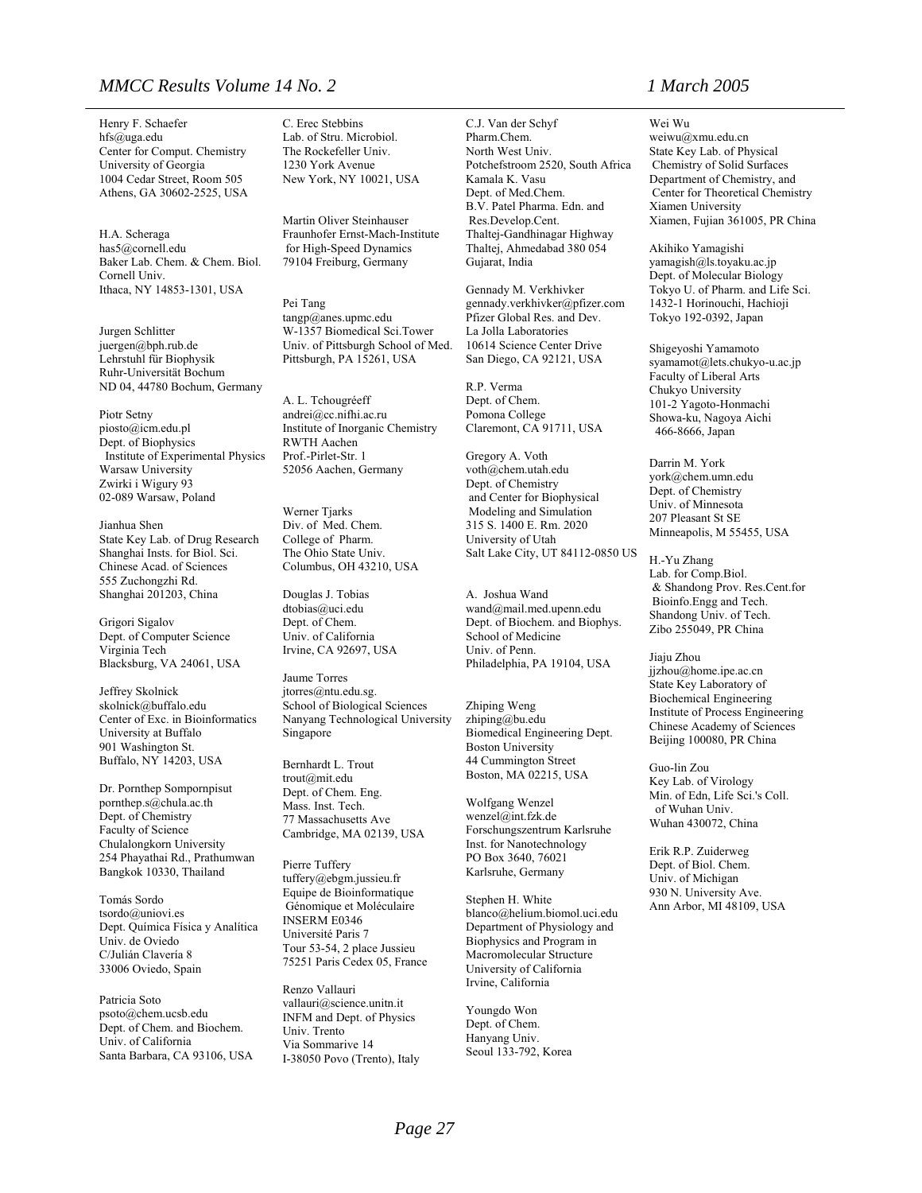Henry F. Schaefer
hfs@uga.edu
Center for Comput. Chemistry
University of Georgia
1004 Cedar Street, Room 505
Athens, GA 30602-2525, USA

H.A. Scheraga
has5@cornell.edu
Baker Lab. Chem. & Chem. Biol.
Cornell Univ.
Ithaca, NY 14853-1301, USA

Jurgen Schlitter
juergen@bph.rub.de
Lehrstuhl für Biophysik
Ruhr-Universität Bochum
ND 04, 44780 Bochum, Germany

Piotr Setny
piosto@icm.edu.pl
Dept. of Biophysics
Institute of Experimental Physics
Warsaw University
Zwirki i Wigury 93
02-089 Warsaw, Poland

Jianhua Shen
State Key Lab. of Drug Research
Shanghai Insts. for Biol. Sci.
Chinese Acad. of Sciences
555 Zuchongzhi Rd.
Shanghai 201203, China

Grigori Sigalov
Dept. of Computer Science
Virginia Tech
Blacksburg, VA 24061, USA

Jeffrey Skolnick
skolnick@buffalo.edu
Center of Exc. in Bioinformatics
University at Buffalo
901 Washington St.
Buffalo, NY 14203, USA

Dr. Pornthep Sompornpisut
pornthep.s@chula.ac.th
Dept. of Chemistry
Faculty of Science
Chulalongkorn University
254 Phayathai Rd., Prathumwan
Bangkok 10330, Thailand

Tomás Sordo
tsordo@uniovi.es
Dept. Química Física y Analítica
Univ. de Oviedo
C/Julián Clavería 8
33006 Oviedo, Spain

Patricia Soto
psoto@chem.ucsb.edu
Dept. of Chem. and Biochem.
Univ. of California
Santa Barbara, CA 93106, USA

C. Erec Stebbins
Lab. of Stru. Microbiol.
The Rockefeller Univ.
1230 York Avenue
New York, NY 10021, USA

Martin Oliver Steinhauser
Fraunhofer Ernst-Mach-Institute
for High-Speed Dynamics
79104 Freiburg, Germany

Pei Tang
tangp@anes.upmc.edu
W-1357 Biomedical Sci.Tower
Univ. of Pittsburgh School of Med.
Pittsburgh, PA 15261, USA

A. L. Tchougréeff
andrei@cc.nifhi.ac.ru
Institute of Inorganic Chemistry
RWTH Aachen
Prof.-Pirlet-Str. 1
52056 Aachen, Germany

Werner Tjarks
Div. of Med. Chem.
College of Pharm.
The Ohio State Univ.
Columbus, OH 43210, USA

Douglas J. Tobias
dtobias@uci.edu
Dept. of Chem.
Univ. of California
Irvine, CA 92697, USA

Jaume Torres
jtorres@ntu.edu.sg.
School of Biological Sciences
Nanyang Technological University
Singapore

Bernhardt L. Trout
trout@mit.edu
Dept. of Chem. Eng.
Mass. Inst. Tech.
77 Massachusetts Ave
Cambridge, MA 02139, USA

Pierre Tuffery
tuffery@ebgm.jussieu.fr
Equipe de Bioinformatique
Génomique et Moléculaire
INSERM E0346
Université Paris 7
Tour 53-54, 2 place Jussieu
75251 Paris Cedex 05, France

Renzo Vallauri
vallauri@science.unitn.it
INFM and Dept. of Physics
Univ. Trento
Via Sommarive 14
I-38050 Povo (Trento), Italy

C.J. Van der Schyf
Pharm.Chem.
North West Univ.
Potchefstroom 2520, South Africa
Kamala K. Vasu
Dept. of Med.Chem.
B.V. Patel Pharma. Edn. and
Res.Develop.Cent.
Thaltej-Gandhinagar Highway
Thaltej, Ahmedabad 380 054
Gujarat, India

Gennady M. Verkhivker
gennady.verkhivker@pfizer.com
Pfizer Global Res. and Dev.
La Jolla Laboratories
10614 Science Center Drive
San Diego, CA 92121, USA

R.P. Verma
Dept. of Chem.
Pomona College
Claremont, CA 91711, USA

Gregory A. Voth
voth@chem.utah.edu
Dept. of Chemistry
and Center for Biophysical
Modeling and Simulation
315 S. 1400 E. Rm. 2020
University of Utah
Salt Lake City, UT 84112-0850 US

A. Joshua Wand
wand@mail.med.upenn.edu
Dept. of Biochem. and Biophys.
School of Medicine
Univ. of Penn.
Philadelphia, PA 19104, USA

Zhiping Weng
zhiping@bu.edu
Biomedical Engineering Dept.
Boston University
44 Cummington Street
Boston, MA 02215, USA

Wolfgang Wenzel
wenzel@int.fzk.de
Forschungszentrum Karlsruhe
Inst. for Nanotechnology
PO Box 3640, 76021
Karlsruhe, Germany

Stephen H. White
blanco@helium.biomol.uci.edu
Department of Physiology and
Biophysics and Program in
Macromolecular Structure
University of California
Irvine, California

Youngdo Won
Dept. of Chem.
Hanyang Univ.
Seoul 133-792, Korea

Wei Wu
weiwu@xmu.edu.cn
State Key Lab. of Physical
Chemistry of Solid Surfaces
Department of Chemistry, and
Center for Theoretical Chemistry
Xiamen University
Xiamen, Fujian 361005, PR China

Akihiko Yamagishi
yamagish@ls.toyaku.ac.jp
Dept. of Molecular Biology
Tokyo U. of Pharm. and Life Sci.
1432-1 Horinouchi, Hachioji
Tokyo 192-0392, Japan

Shigeyoshi Yamamoto
syamamot@lets.chukyo-u.ac.jp
Faculty of Liberal Arts
Chukyo University
101-2 Yagoto-Honmachi
Showa-ku, Nagoya Aichi
466-8666, Japan

Darrin M. York
york@chem.umn.edu
Dept. of Chemistry
Univ. of Minnesota
207 Pleasant St SE
Minneapolis, M 55455, USA

H.-Yu Zhang
Lab. for Comp.Biol.
& Shandong Prov. Res.Cent.for
Bioinfo.Engg and Tech.
Shandong Univ. of Tech.
Zibo 255049, PR China

Jiaju Zhou
jjzhou@home.ipe.ac.cn
State Key Laboratory of
Biochemical Engineering
Institute of Process Engineering
Chinese Academy of Sciences
Beijing 100080, PR China

Guo-lin Zou
Key Lab. of Virology
Min. of Edn, Life Sci.'s Coll.
of Wuhan Univ.
Wuhan 430072, China

Erik R.P. Zuiderweg
Dept. of Biol. Chem.
Univ. of Michigan
930 N. University Ave.
Ann Arbor, MI 48109, USA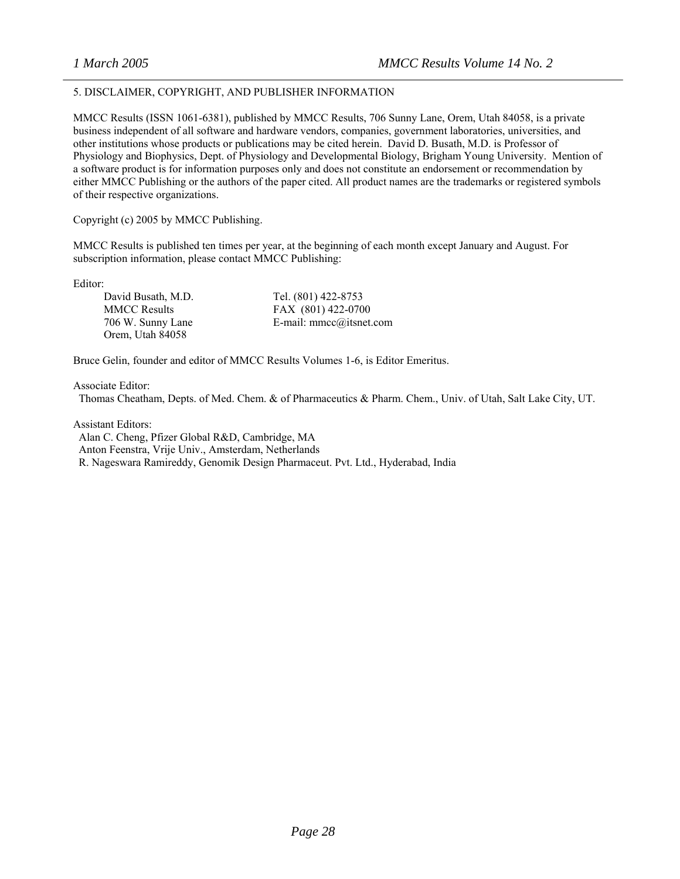## 5. DISCLAIMER, COPYRIGHT, AND PUBLISHER INFORMATION

MMCC Results (ISSN 1061-6381), published by MMCC Results, 706 Sunny Lane, Orem, Utah 84058, is a private business independent of all software and hardware vendors, companies, government laboratories, universities, and other institutions whose products or publications may be cited herein. David D. Busath, M.D. is Professor of Physiology and Biophysics, Dept. of Physiology and Developmental Biology, Brigham Young University. Mention of a software product is for information purposes only and does not constitute an endorsement or recommendation by either MMCC Publishing or the authors of the paper cited. All product names are the trademarks or registered symbols of their respective organizations.

Copyright (c) 2005 by MMCC Publishing.

MMCC Results is published ten times per year, at the beginning of each month except January and August. For subscription information, please contact MMCC Publishing:

Editor:

David Busath, M.D.  
MMCC Results  
706 W. Sunny Lane  
Orem, Utah 84058

Tel. (801) 422-8753  
FAX (801) 422-0700  
E-mail: mmcc@itsnet.com

Bruce Gelin, founder and editor of MMCC Results Volumes 1-6, is Editor Emeritus.

Associate Editor:  
Thomas Cheatham, Depts. of Med. Chem. & of Pharmaceutics & Pharm. Chem., Univ. of Utah, Salt Lake City, UT.

Assistant Editors:  
Alan C. Cheng, Pfizer Global R&D, Cambridge, MA  
Anton Feenstra, Vrije Univ., Amsterdam, Netherlands  
R. Nageswara Ramireddy, Genomik Design Pharmaceut. Pvt. Ltd., Hyderabad, India